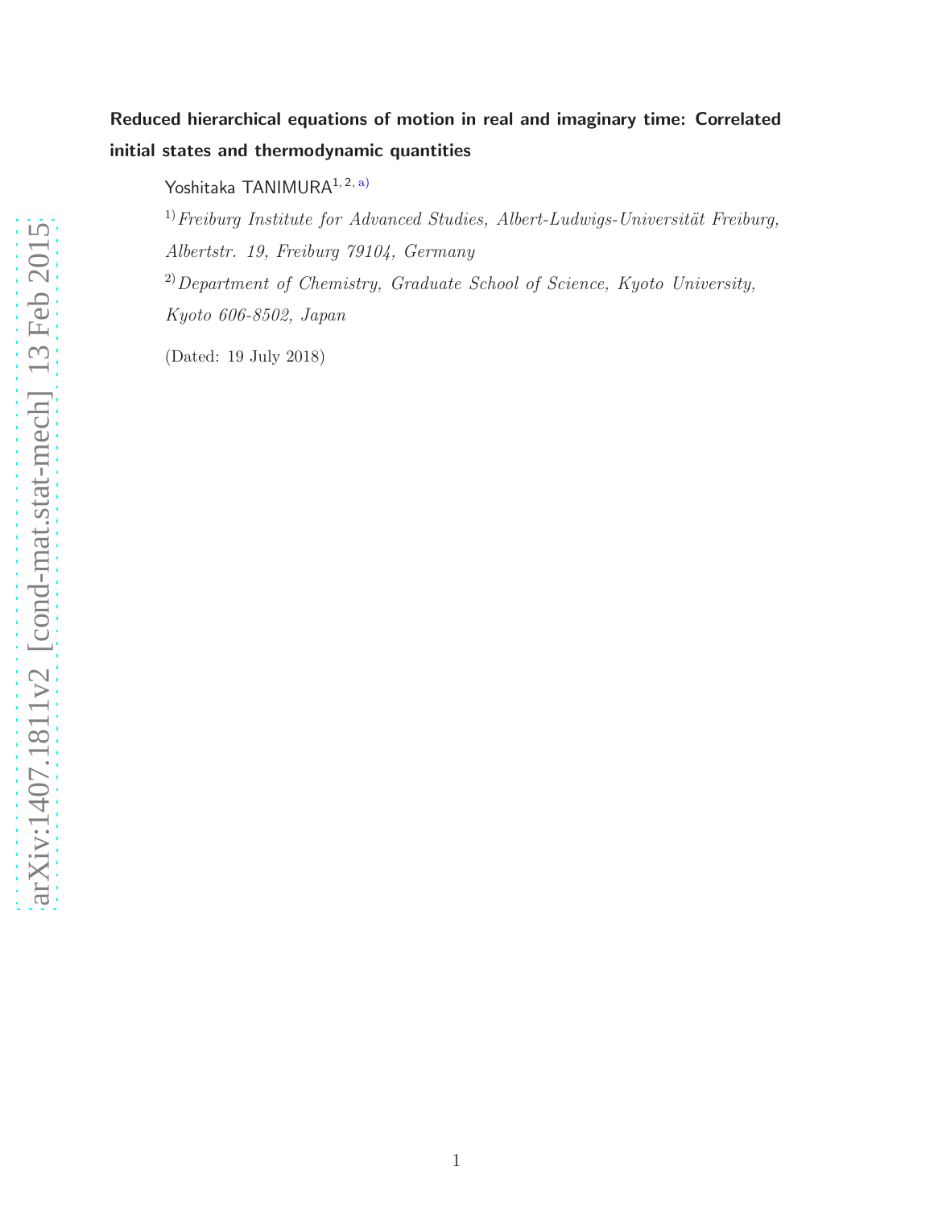# Reduced hierarchical equations of motion in real and imaginary time: Correlated initial states and thermodynamic quantities

Yoshitaka TANIMURA[1, 2, a)]

[1)] *Freiburg Institute for Advanced Studies, Albert-Ludwigs-Universität Freiburg, Albertstr. 19, Freiburg 79104, Germany*

[2)] *Department of Chemistry, Graduate School of Science, Kyoto University, Kyoto 606-8502, Japan*

(Dated: 19 July 2018)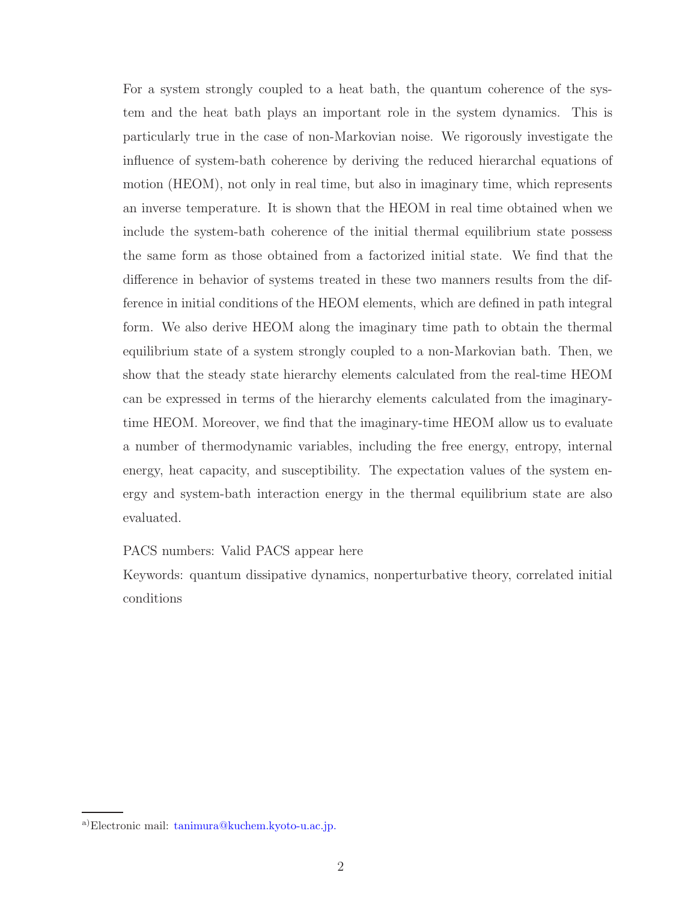For a system strongly coupled to a heat bath, the quantum coherence of the system and the heat bath plays an important role in the system dynamics. This is particularly true in the case of non-Markovian noise. We rigorously investigate the influence of system-bath coherence by deriving the reduced hierarchal equations of motion (HEOM), not only in real time, but also in imaginary time, which represents an inverse temperature. It is shown that the HEOM in real time obtained when we include the system-bath coherence of the initial thermal equilibrium state possess the same form as those obtained from a factorized initial state. We find that the difference in behavior of systems treated in these two manners results from the difference in initial conditions of the HEOM elements, which are defined in path integral form. We also derive HEOM along the imaginary time path to obtain the thermal equilibrium state of a system strongly coupled to a non-Markovian bath. Then, we show that the steady state hierarchy elements calculated from the real-time HEOM can be expressed in terms of the hierarchy elements calculated from the imaginary-time HEOM. Moreover, we find that the imaginary-time HEOM allow us to evaluate a number of thermodynamic variables, including the free energy, entropy, internal energy, heat capacity, and susceptibility. The expectation values of the system energy and system-bath interaction energy in the thermal equilibrium state are also evaluated.

PACS numbers: Valid PACS appear here

Keywords: quantum dissipative dynamics, nonperturbative theory, correlated initial conditions

[a] Electronic mail: tanimura@kuchem.kyoto-u.ac.jp.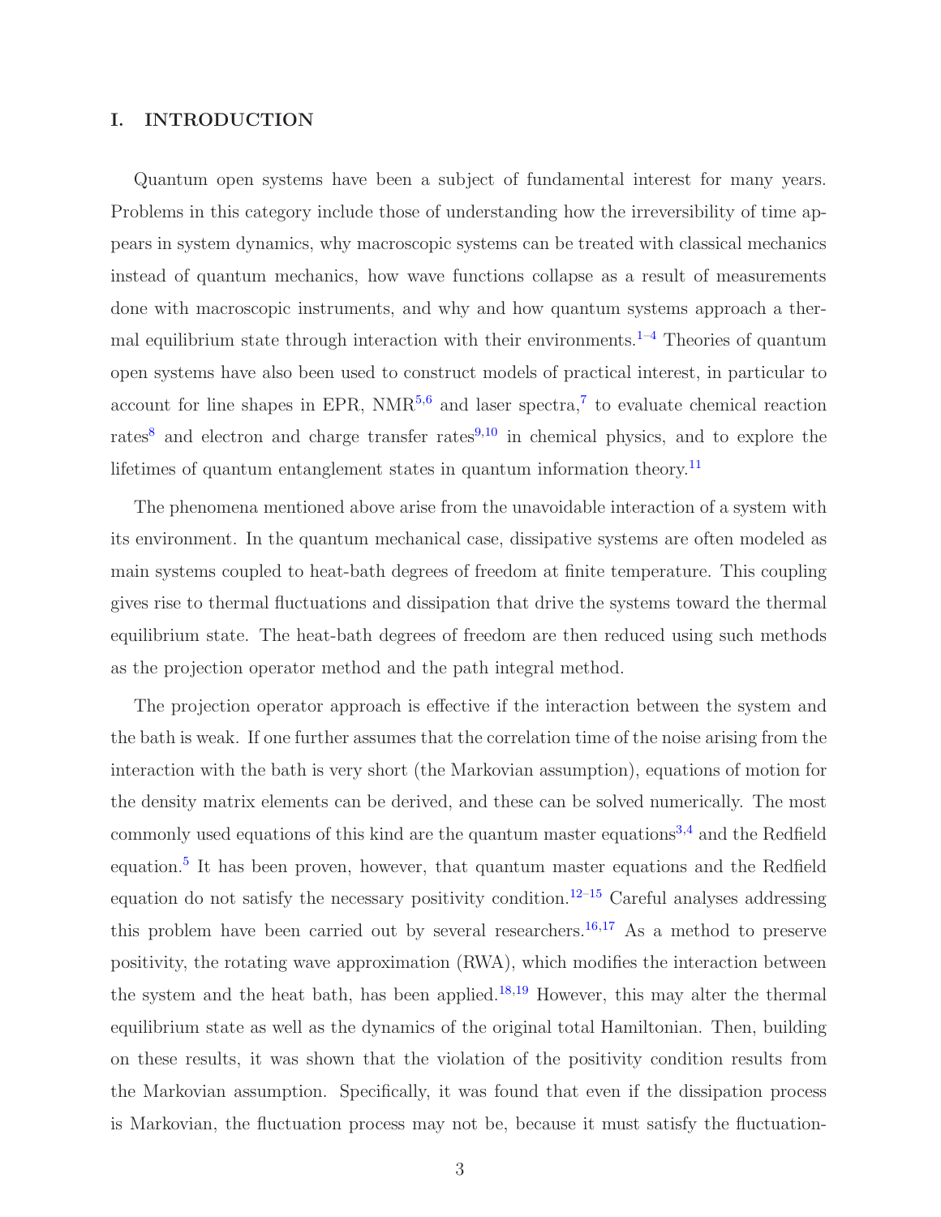## I. INTRODUCTION

Quantum open systems have been a subject of fundamental interest for many years. Problems in this category include those of understanding how the irreversibility of time appears in system dynamics, why macroscopic systems can be treated with classical mechanics instead of quantum mechanics, how wave functions collapse as a result of measurements done with macroscopic instruments, and why and how quantum systems approach a thermal equilibrium state through interaction with their environments.[1–4] Theories of quantum open systems have also been used to construct models of practical interest, in particular to account for line shapes in EPR, NMR[5,6] and laser spectra,[7] to evaluate chemical reaction rates[8] and electron and charge transfer rates[9,10] in chemical physics, and to explore the lifetimes of quantum entanglement states in quantum information theory.[11]

The phenomena mentioned above arise from the unavoidable interaction of a system with its environment. In the quantum mechanical case, dissipative systems are often modeled as main systems coupled to heat-bath degrees of freedom at finite temperature. This coupling gives rise to thermal fluctuations and dissipation that drive the systems toward the thermal equilibrium state. The heat-bath degrees of freedom are then reduced using such methods as the projection operator method and the path integral method.

The projection operator approach is effective if the interaction between the system and the bath is weak. If one further assumes that the correlation time of the noise arising from the interaction with the bath is very short (the Markovian assumption), equations of motion for the density matrix elements can be derived, and these can be solved numerically. The most commonly used equations of this kind are the quantum master equations[3,4] and the Redfield equation.[5] It has been proven, however, that quantum master equations and the Redfield equation do not satisfy the necessary positivity condition.[12–15] Careful analyses addressing this problem have been carried out by several researchers.[16,17] As a method to preserve positivity, the rotating wave approximation (RWA), which modifies the interaction between the system and the heat bath, has been applied.[18,19] However, this may alter the thermal equilibrium state as well as the dynamics of the original total Hamiltonian. Then, building on these results, it was shown that the violation of the positivity condition results from the Markovian assumption. Specifically, it was found that even if the dissipation process is Markovian, the fluctuation process may not be, because it must satisfy the fluctuation-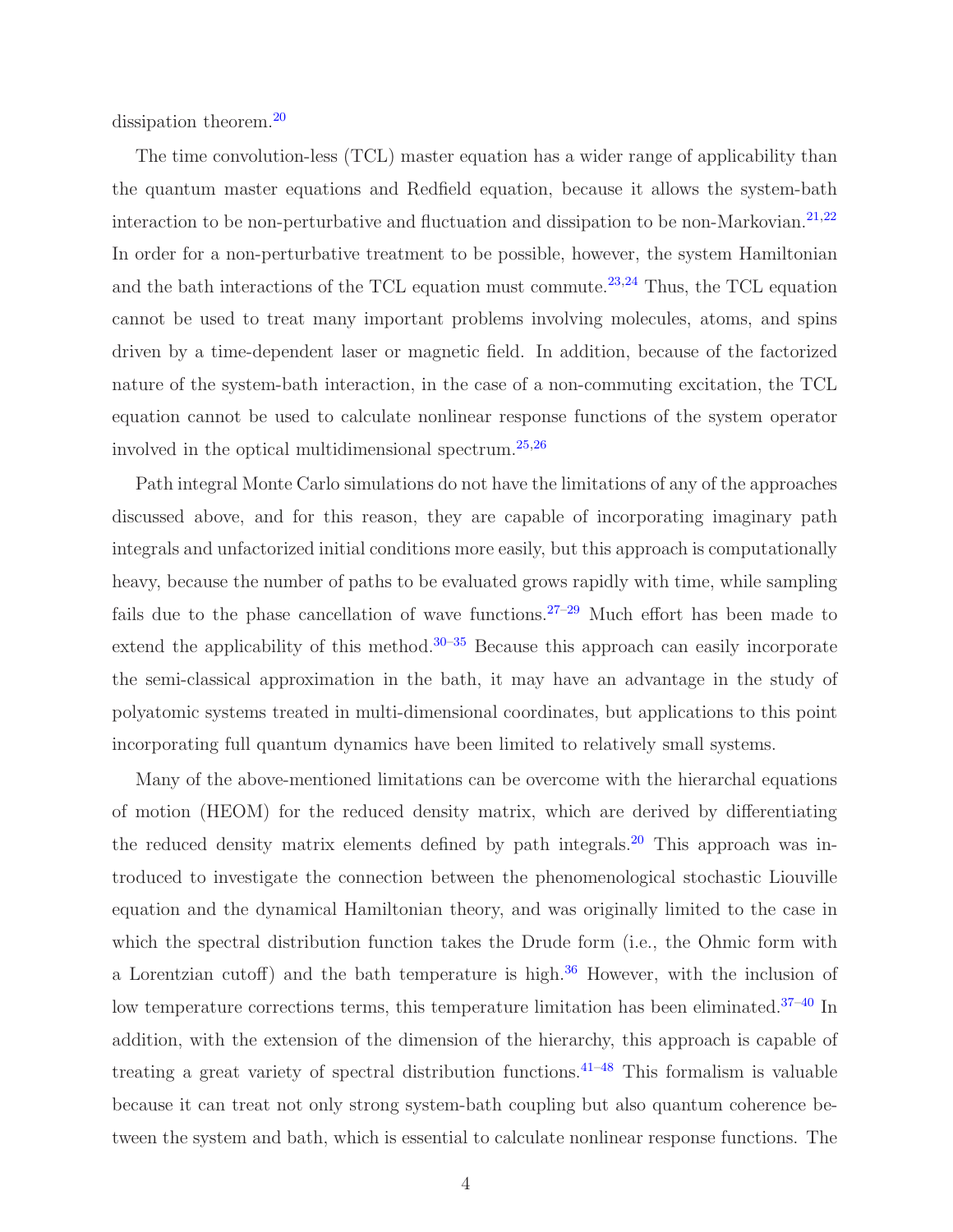dissipation theorem.[20]

The time convolution-less (TCL) master equation has a wider range of applicability than the quantum master equations and Redfield equation, because it allows the system-bath interaction to be non-perturbative and fluctuation and dissipation to be non-Markovian.[21,22] In order for a non-perturbative treatment to be possible, however, the system Hamiltonian and the bath interactions of the TCL equation must commute.[23,24] Thus, the TCL equation cannot be used to treat many important problems involving molecules, atoms, and spins driven by a time-dependent laser or magnetic field. In addition, because of the factorized nature of the system-bath interaction, in the case of a non-commuting excitation, the TCL equation cannot be used to calculate nonlinear response functions of the system operator involved in the optical multidimensional spectrum.[25,26]

Path integral Monte Carlo simulations do not have the limitations of any of the approaches discussed above, and for this reason, they are capable of incorporating imaginary path integrals and unfactorized initial conditions more easily, but this approach is computationally heavy, because the number of paths to be evaluated grows rapidly with time, while sampling fails due to the phase cancellation of wave functions.[27–29] Much effort has been made to extend the applicability of this method.[30–35] Because this approach can easily incorporate the semi-classical approximation in the bath, it may have an advantage in the study of polyatomic systems treated in multi-dimensional coordinates, but applications to this point incorporating full quantum dynamics have been limited to relatively small systems.

Many of the above-mentioned limitations can be overcome with the hierarchal equations of motion (HEOM) for the reduced density matrix, which are derived by differentiating the reduced density matrix elements defined by path integrals.[20] This approach was introduced to investigate the connection between the phenomenological stochastic Liouville equation and the dynamical Hamiltonian theory, and was originally limited to the case in which the spectral distribution function takes the Drude form (i.e., the Ohmic form with a Lorentzian cutoff) and the bath temperature is high.[36] However, with the inclusion of low temperature corrections terms, this temperature limitation has been eliminated.[37–40] In addition, with the extension of the dimension of the hierarchy, this approach is capable of treating a great variety of spectral distribution functions.[41–48] This formalism is valuable because it can treat not only strong system-bath coupling but also quantum coherence between the system and bath, which is essential to calculate nonlinear response functions. The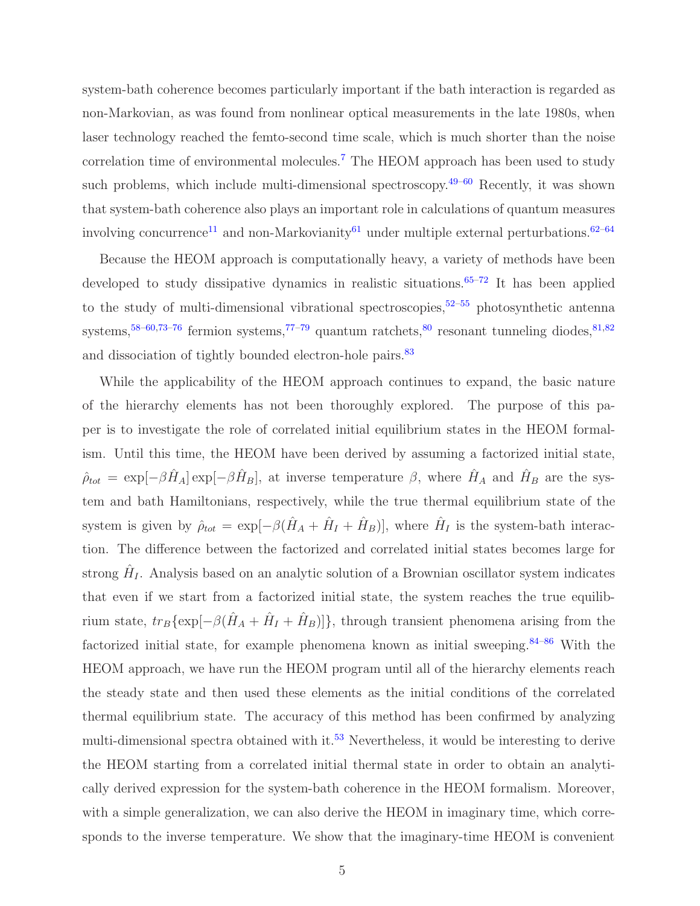system-bath coherence becomes particularly important if the bath interaction is regarded as non-Markovian, as was found from nonlinear optical measurements in the late 1980s, when laser technology reached the femto-second time scale, which is much shorter than the noise correlation time of environmental molecules.[7] The HEOM approach has been used to study such problems, which include multi-dimensional spectroscopy.[49–60] Recently, it was shown that system-bath coherence also plays an important role in calculations of quantum measures involving concurrence[11] and non-Markovianity[61] under multiple external perturbations.[62–64]

Because the HEOM approach is computationally heavy, a variety of methods have been developed to study dissipative dynamics in realistic situations.[65–72] It has been applied to the study of multi-dimensional vibrational spectroscopies,[52–55] photosynthetic antenna systems,[58–60,73–76] fermion systems,[77–79] quantum ratchets,[80] resonant tunneling diodes,[81,82] and dissociation of tightly bounded electron-hole pairs.[83]

While the applicability of the HEOM approach continues to expand, the basic nature of the hierarchy elements has not been thoroughly explored. The purpose of this paper is to investigate the role of correlated initial equilibrium states in the HEOM formalism. Until this time, the HEOM have been derived by assuming a factorized initial state, $\hat{\rho}_{tot} = \exp[-\beta \hat{H}_A] \exp[-\beta \hat{H}_B]$, at inverse temperature $\beta$, where $\hat{H}_A$ and $\hat{H}_B$ are the system and bath Hamiltonians, respectively, while the true thermal equilibrium state of the system is given by $\hat{\rho}_{tot} = \exp[-\beta(\hat{H}_A + \hat{H}_I + \hat{H}_B)]$, where $\hat{H}_I$ is the system-bath interaction. The difference between the factorized and correlated initial states becomes large for strong $\hat{H}_I$. Analysis based on an analytic solution of a Brownian oscillator system indicates that even if we start from a factorized initial state, the system reaches the true equilibrium state, $tr_B\{\exp[-\beta(\hat{H}_A + \hat{H}_I + \hat{H}_B)]\}$, through transient phenomena arising from the factorized initial state, for example phenomena known as initial sweeping.[84–86] With the HEOM approach, we have run the HEOM program until all of the hierarchy elements reach the steady state and then used these elements as the initial conditions of the correlated thermal equilibrium state. The accuracy of this method has been confirmed by analyzing multi-dimensional spectra obtained with it.[53] Nevertheless, it would be interesting to derive the HEOM starting from a correlated initial thermal state in order to obtain an analytically derived expression for the system-bath coherence in the HEOM formalism. Moreover, with a simple generalization, we can also derive the HEOM in imaginary time, which corresponds to the inverse temperature. We show that the imaginary-time HEOM is convenient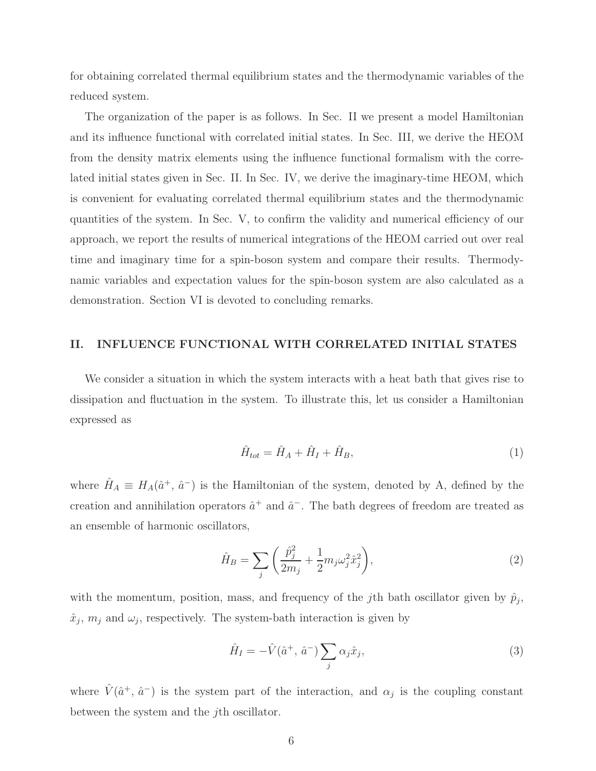for obtaining correlated thermal equilibrium states and the thermodynamic variables of the reduced system.

The organization of the paper is as follows. In Sec. II we present a model Hamiltonian and its influence functional with correlated initial states. In Sec. III, we derive the HEOM from the density matrix elements using the influence functional formalism with the correlated initial states given in Sec. II. In Sec. IV, we derive the imaginary-time HEOM, which is convenient for evaluating correlated thermal equilibrium states and the thermodynamic quantities of the system. In Sec. V, to confirm the validity and numerical efficiency of our approach, we report the results of numerical integrations of the HEOM carried out over real time and imaginary time for a spin-boson system and compare their results. Thermodynamic variables and expectation values for the spin-boson system are also calculated as a demonstration. Section VI is devoted to concluding remarks.

## II. INFLUENCE FUNCTIONAL WITH CORRELATED INITIAL STATES

We consider a situation in which the system interacts with a heat bath that gives rise to dissipation and fluctuation in the system. To illustrate this, let us consider a Hamiltonian expressed as

$$\hat{H}_{tot} = \hat{H}_A + \hat{H}_I + \hat{H}_B, \tag{1}$$

where $\hat{H}_A \equiv H_A(\hat{a}^+, \hat{a}^-)$ is the Hamiltonian of the system, denoted by A, defined by the creation and annihilation operators $\hat{a}^+$ and $\hat{a}^-$. The bath degrees of freedom are treated as an ensemble of harmonic oscillators,

$$\hat{H}_B = \sum_j \left( \frac{\hat{p}_j^2}{2m_j} + \frac{1}{2} m_j \omega_j^2 \hat{x}_j^2 \right), \tag{2}$$

with the momentum, position, mass, and frequency of the $j$th bath oscillator given by $\hat{p}_j$, $\hat{x}_j$, $m_j$ and $\omega_j$, respectively. The system-bath interaction is given by

$$\hat{H}_I = -\hat{V}(\hat{a}^+, \hat{a}^-) \sum_j \alpha_j \hat{x}_j, \tag{3}$$

where $\hat{V}(\hat{a}^+, \hat{a}^-)$ is the system part of the interaction, and $\alpha_j$ is the coupling constant between the system and the $j$th oscillator.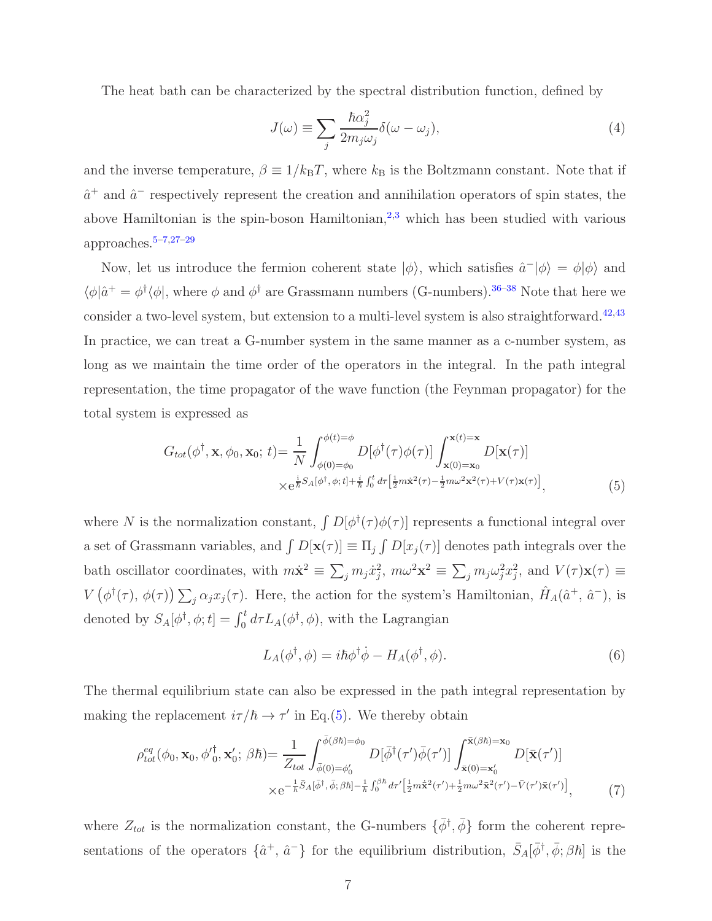The heat bath can be characterized by the spectral distribution function, defined by

$$
J(\omega) \equiv \sum_j \frac{\hbar \alpha_j^2}{2m_j\omega_j}\delta(\omega - \omega_j), \tag{4}
$$

and the inverse temperature, $\beta \equiv 1/k_{\mathrm{B}}T$, where $k_{\mathrm{B}}$ is the Boltzmann constant. Note that if $\hat{a}^+$ and $\hat{a}^-$ respectively represent the creation and annihilation operators of spin states, the above Hamiltonian is the spin-boson Hamiltonian,[2,3] which has been studied with various approaches.[5–7,27–29]

Now, let us introduce the fermion coherent state $|\phi\rangle$, which satisfies $\hat{a}^-|\phi\rangle = \phi|\phi\rangle$ and $\langle\phi|\hat{a}^+ = \phi^\dagger\langle\phi|$, where $\phi$ and $\phi^\dagger$ are Grassmann numbers (G-numbers).[36–38] Note that here we consider a two-level system, but extension to a multi-level system is also straightforward.[42,43] In practice, we can treat a G-number system in the same manner as a c-number system, as long as we maintain the time order of the operators in the integral. In the path integral representation, the time propagator of the wave function (the Feynman propagator) for the total system is expressed as

$$
\begin{aligned}
G_{tot}(\phi^\dagger, \mathbf{x}, \phi_0, \mathbf{x}_0;\, t) = \frac{1}{N}\int_{\phi(0)=\phi_0}^{\phi(t)=\phi} D[\phi^\dagger(\tau)\phi(\tau)] \int_{\mathbf{x}(0)=\mathbf{x}_0}^{\mathbf{x}(t)=\mathbf{x}} D[\mathbf{x}(\tau)] \\
\times \mathrm{e}^{\frac{i}{\hbar}S_A[\phi^\dagger,\, \phi;\, t] + \frac{i}{\hbar}\int_0^t d\tau \left[\frac{1}{2}m\dot{\mathbf{x}}^2(\tau) - \frac{1}{2}m\omega^2\mathbf{x}^2(\tau) + V(\tau)\mathbf{x}(\tau)\right]},
\end{aligned} \tag{5}
$$

where $N$ is the normalization constant, $\int D[\phi^\dagger(\tau)\phi(\tau)]$ represents a functional integral over a set of Grassmann variables, and $\int D[\mathbf{x}(\tau)] \equiv \Pi_j \int D[x_j(\tau)]$ denotes path integrals over the bath oscillator coordinates, with $m\dot{\mathbf{x}}^2 \equiv \sum_j m_j \dot{x}_j^2$, $m\omega^2\mathbf{x}^2 \equiv \sum_j m_j\omega_j^2 x_j^2$, and $V(\tau)\mathbf{x}(\tau) \equiv V\left(\phi^\dagger(\tau),\, \phi(\tau)\right)\sum_j \alpha_j x_j(\tau)$. Here, the action for the system's Hamiltonian, $\hat{H}_A(\hat{a}^+,\, \hat{a}^-)$, is denoted by $S_A[\phi^\dagger, \phi; t] = \int_0^t d\tau L_A(\phi^\dagger, \phi)$, with the Lagrangian

$$
L_A(\phi^\dagger, \phi) = i\hbar\phi^\dagger\dot{\phi} - H_A(\phi^\dagger, \phi). \tag{6}
$$

The thermal equilibrium state can also be expressed in the path integral representation by making the replacement $i\tau/\hbar \to \tau'$ in Eq.(5). We thereby obtain

$$
\begin{aligned}
\rho_{tot}^{eq}(\phi_0, \mathbf{x}_0, \phi'^\dagger_0, \mathbf{x}'_0;\, \beta\hbar) = \frac{1}{Z_{tot}}\int_{\bar{\phi}(0)=\phi'_0}^{\bar{\phi}(\beta\hbar)=\phi_0} D[\bar{\phi}^\dagger(\tau')\bar{\phi}(\tau')] \int_{\bar{\mathbf{x}}(0)=\mathbf{x}'_0}^{\bar{\mathbf{x}}(\beta\hbar)=\mathbf{x}_0} D[\bar{\mathbf{x}}(\tau')] \\
\times \mathrm{e}^{-\frac{1}{\hbar}\bar{S}_A[\bar{\phi}^\dagger,\, \bar{\phi};\, \beta\hbar] - \frac{1}{\hbar}\int_0^{\beta\hbar} d\tau' \left[\frac{1}{2}m\dot{\bar{\mathbf{x}}}^2(\tau') + \frac{1}{2}m\omega^2\bar{\mathbf{x}}^2(\tau') - \bar{V}(\tau')\bar{\mathbf{x}}(\tau')\right]},
\end{aligned} \tag{7}
$$

where $Z_{tot}$ is the normalization constant, the G-numbers $\{\bar{\phi}^\dagger, \bar{\phi}\}$ form the coherent representations of the operators $\{\hat{a}^+,\, \hat{a}^-\}$ for the equilibrium distribution, $\bar{S}_A[\bar{\phi}^\dagger, \bar{\phi}; \beta\hbar]$ is the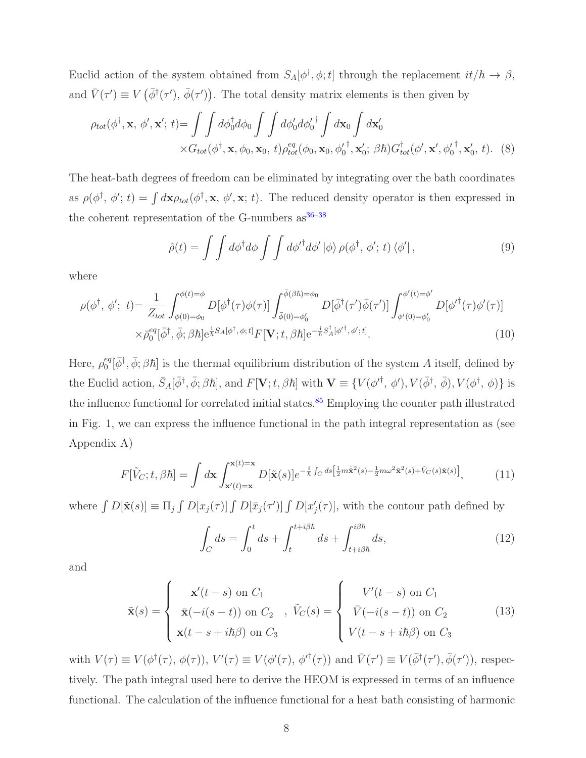Euclid action of the system obtained from $S_A[\phi^\dagger, \phi; t]$ through the replacement $it/\hbar \to \beta$, and $\bar{V}(\tau') \equiv V\left(\bar{\phi}^\dagger(\tau'),\, \bar{\phi}(\tau')\right)$. The total density matrix elements is then given by

$$
\begin{aligned}
\rho_{tot}(\phi^\dagger, \mathbf{x},\, \phi', \mathbf{x}';\, t) = & \int\int d\phi_0^\dagger d\phi_0 \int\int d\phi_0' d{\phi_0'}^\dagger \int d\mathbf{x}_0 \int d\mathbf{x}_0' \\
& \times G_{tot}(\phi^\dagger, \mathbf{x}, \phi_0, \mathbf{x}_0,\, t)\rho_{tot}^{eq}(\phi_0, \mathbf{x}_0, {\phi_0'}^\dagger, \mathbf{x}_0';\, \beta\hbar) G_{tot}^\dagger(\phi', \mathbf{x}', {\phi_0'}^\dagger, \mathbf{x}_0',\, t). \quad (8)
\end{aligned}
$$

The heat-bath degrees of freedom can be eliminated by integrating over the bath coordinates as $\rho(\phi^\dagger,\, \phi';\, t) = \int d\mathbf{x} \rho_{tot}(\phi^\dagger, \mathbf{x},\, \phi', \mathbf{x};\, t)$. The reduced density operator is then expressed in the coherent representation of the G-numbers as[36–38]

$$
\hat{\rho}(t) = \int\int d\phi^\dagger d\phi \int\int d{\phi'}^\dagger d\phi' \left|\phi\right\rangle \rho(\phi^\dagger,\, \phi';\, t) \left\langle\phi'\right|, \quad (9)
$$

where

$$
\begin{aligned}
\rho(\phi^\dagger,\, \phi';\, t) = & \frac{1}{Z_{tot}} \int_{\phi(0)=\phi_0}^{\phi(t)=\phi} D[\phi^\dagger(\tau)\phi(\tau)] \int_{\bar{\phi}(0)=\phi_0'}^{\bar{\phi}(\beta\hbar)=\phi_0} D[\bar{\phi}^\dagger(\tau')\bar{\phi}(\tau')] \int_{\phi'(0)=\phi_0'}^{\phi'(t)=\phi'} D[{\phi'}^\dagger(\tau)\phi'(\tau)] \\
& \times \bar{\rho}_0^{eq}[\bar{\phi}^\dagger, \bar{\phi}; \beta\hbar] \mathrm{e}^{\frac{i}{\hbar} S_A[\phi^\dagger, \phi; t]} F[\mathbf{V}; t, \beta\hbar] \mathrm{e}^{-\frac{i}{\hbar} S_A^\dagger[{\phi'}^\dagger, \phi'; t]}. \quad (10)
\end{aligned}
$$

Here, $\rho_0^{eq}[\bar{\phi}^\dagger, \bar{\phi}; \beta\hbar]$ is the thermal equilibrium distribution of the system $A$ itself, defined by the Euclid action, $\bar{S}_A[\bar{\phi}^\dagger, \bar{\phi}; \beta\hbar]$, and $F[\mathbf{V}; t, \beta\hbar]$ with $\mathbf{V} \equiv \{V({\phi'}^\dagger,\, \phi'), V(\bar{\phi}^\dagger,\, \bar{\phi}), V(\phi^\dagger,\, \phi)\}$ is the influence functional for correlated initial states.[85] Employing the counter path illustrated in Fig. 1, we can express the influence functional in the path integral representation as (see Appendix A)

$$
F[\tilde{V}_C; t, \beta\hbar] = \int d\mathbf{x} \int_{\mathbf{x}'(t)=\mathbf{x}}^{\mathbf{x}(t)=\mathbf{x}} D[\tilde{\mathbf{x}}(s)] e^{-\frac{i}{\hbar}\int_C ds\left[\frac{1}{2}m\dot{\tilde{\mathbf{x}}}^2(s) - \frac{1}{2}m\omega^2\tilde{\mathbf{x}}^2(s) + \tilde{V}_C(s)\tilde{\mathbf{x}}(s)\right]}, \quad (11)
$$

where $\int D[\tilde{\mathbf{x}}(s)] \equiv \Pi_j \int D[x_j(\tau)] \int D[\bar{x}_j(\tau')] \int D[x_j'(\tau)]$, with the contour path defined by

$$
\int_C ds = \int_0^t ds + \int_t^{t+i\beta\hbar} ds + \int_{t+i\beta\hbar}^{i\beta\hbar} ds, \quad (12)
$$

and

$$
\tilde{\mathbf{x}}(s) = \begin{cases} \mathbf{x}'(t-s) \text{ on } C_1 \\ \bar{\mathbf{x}}(-i(s-t)) \text{ on } C_2 \\ \mathbf{x}(t-s+i\hbar\beta) \text{ on } C_3 \end{cases}, \quad \tilde{V}_C(s) = \begin{cases} V'(t-s) \text{ on } C_1 \\ \bar{V}(-i(s-t)) \text{ on } C_2 \\ V(t-s+i\hbar\beta) \text{ on } C_3 \end{cases} \quad (13)
$$

with $V(\tau) \equiv V(\phi^\dagger(\tau),\, \phi(\tau))$, $V'(\tau) \equiv V(\phi'(\tau),\, {\phi'}^\dagger(\tau))$ and $\bar{V}(\tau') \equiv V(\bar{\phi}^\dagger(\tau'), \bar{\phi}(\tau'))$, respectively. The path integral used here to derive the HEOM is expressed in terms of an influence functional. The calculation of the influence functional for a heat bath consisting of harmonic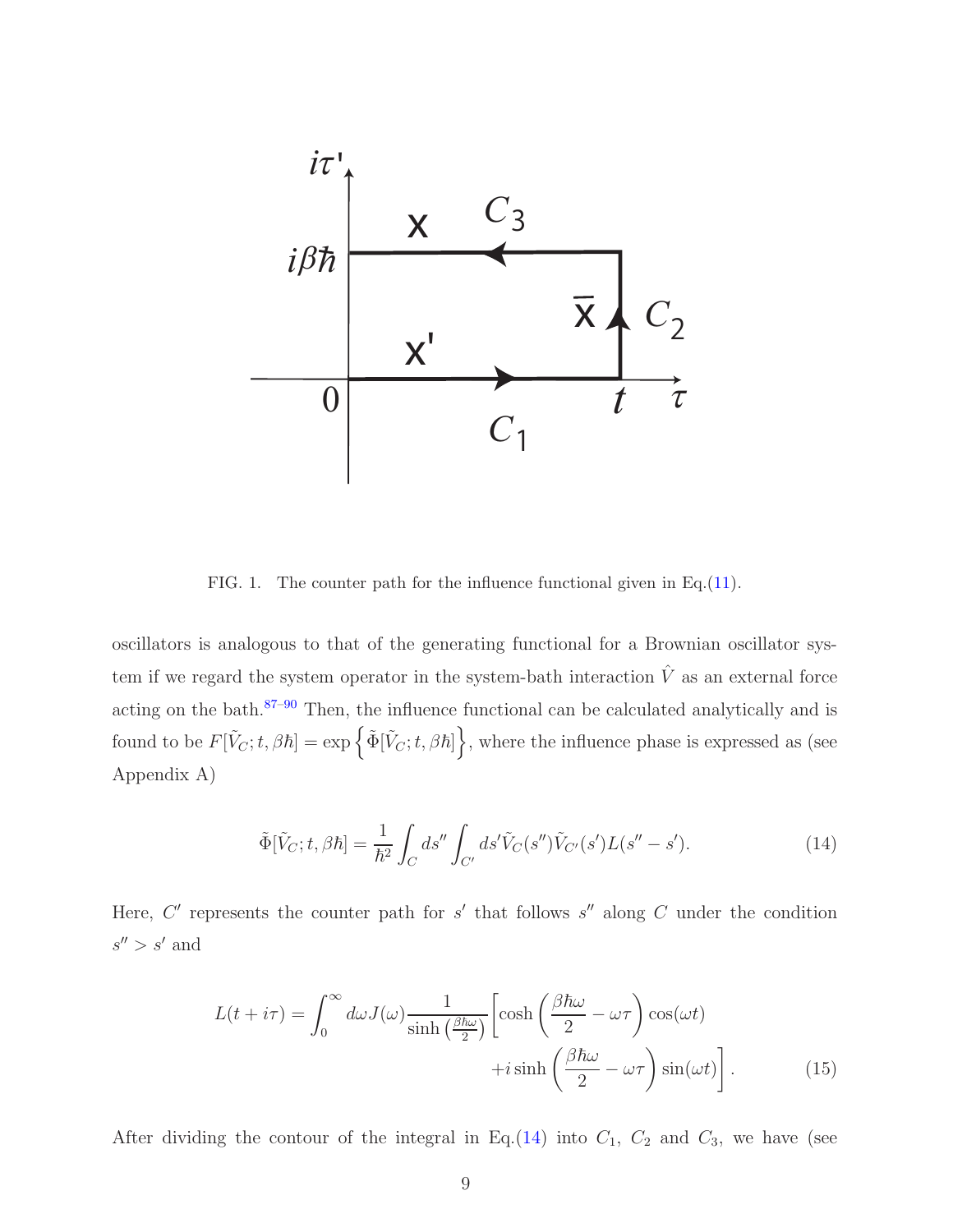FIG. 1. The counter path for the influence functional given in Eq.(11).

oscillators is analogous to that of the generating functional for a Brownian oscillator system if we regard the system operator in the system-bath interaction $\hat{V}$ as an external force acting on the bath.[87–90] Then, the influence functional can be calculated analytically and is found to be $F[\tilde{V}_C; t, \beta\hbar] = \exp\left\{\tilde{\Phi}[\tilde{V}_C; t, \beta\hbar]\right\}$, where the influence phase is expressed as (see Appendix A)

$$\tilde{\Phi}[\tilde{V}_C; t, \beta\hbar] = \frac{1}{\hbar^2}\int_C ds'' \int_{C'} ds' \tilde{V}_C(s'')\tilde{V}_{C'}(s')L(s'' - s'). \tag{14}$$

Here, $C'$ represents the counter path for $s'$ that follows $s''$ along $C$ under the condition $s'' > s'$ and

$$L(t + i\tau) = \int_0^\infty d\omega J(\omega) \frac{1}{\sinh\left(\frac{\beta\hbar\omega}{2}\right)} \left[\cosh\left(\frac{\beta\hbar\omega}{2} - \omega\tau\right)\cos(\omega t) + i\sinh\left(\frac{\beta\hbar\omega}{2} - \omega\tau\right)\sin(\omega t)\right]. \tag{15}$$

After dividing the contour of the integral in Eq.(14) into $C_1$, $C_2$ and $C_3$, we have (see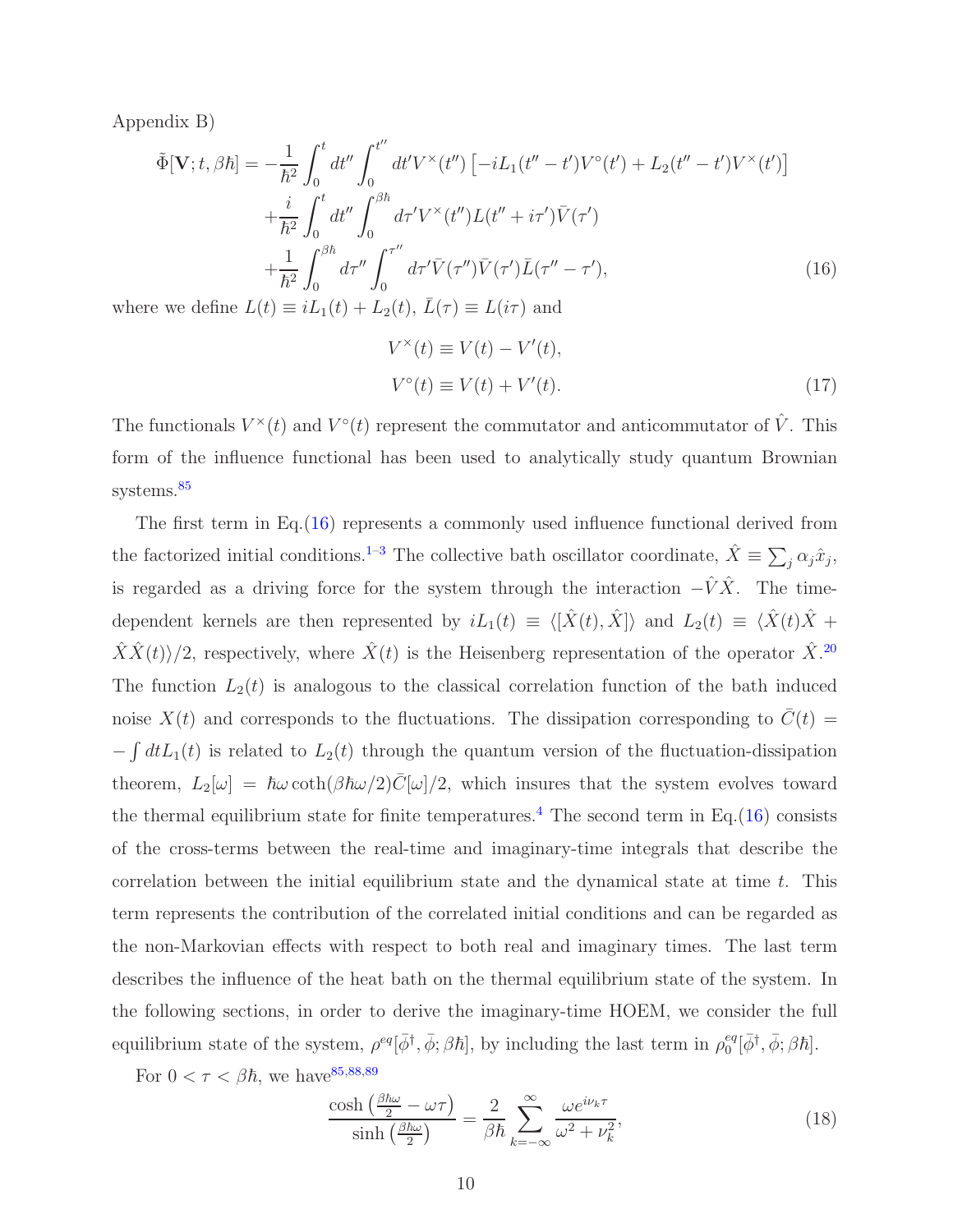Appendix B)

$$
\begin{aligned}
\tilde{\Phi}[\mathbf{V}; t, \beta\hbar] = & -\frac{1}{\hbar^2}\int_0^t dt'' \int_0^{t''} dt' V^{\times}(t'') \left[ -iL_1(t''-t')V^{\circ}(t') + L_2(t''-t')V^{\times}(t') \right] \\
& + \frac{i}{\hbar^2}\int_0^t dt'' \int_0^{\beta\hbar} d\tau' V^{\times}(t'') L(t''+i\tau')\bar{V}(\tau') \\
& + \frac{1}{\hbar^2}\int_0^{\beta\hbar} d\tau'' \int_0^{\tau''} d\tau' \bar{V}(\tau'')\bar{V}(\tau')\bar{L}(\tau''-\tau'),
\end{aligned} \tag{16}
$$

where we define $L(t) \equiv iL_1(t) + L_2(t)$, $\bar{L}(\tau) \equiv L(i\tau)$ and

$$
\begin{aligned}
V^{\times}(t) &\equiv V(t) - V'(t), \\
V^{\circ}(t) &\equiv V(t) + V'(t).
\end{aligned} \tag{17}
$$

The functionals $V^{\times}(t)$ and $V^{\circ}(t)$ represent the commutator and anticommutator of $\hat{V}$. This form of the influence functional has been used to analytically study quantum Brownian systems.[85]

The first term in Eq.(16) represents a commonly used influence functional derived from the factorized initial conditions.[1–3] The collective bath oscillator coordinate, $\hat{X} \equiv \sum_j \alpha_j \hat{x}_j$, is regarded as a driving force for the system through the interaction $-\hat{V}\hat{X}$. The time-dependent kernels are then represented by $iL_1(t) \equiv \langle [\hat{X}(t), \hat{X}] \rangle$ and $L_2(t) \equiv \langle \hat{X}(t)\hat{X} + \hat{X}\hat{X}(t) \rangle / 2$, respectively, where $\hat{X}(t)$ is the Heisenberg representation of the operator $\hat{X}$.[20] The function $L_2(t)$ is analogous to the classical correlation function of the bath induced noise $X(t)$ and corresponds to the fluctuations. The dissipation corresponding to $\bar{C}(t) = -\int dt L_1(t)$ is related to $L_2(t)$ through the quantum version of the fluctuation-dissipation theorem, $L_2[\omega] = \hbar\omega \coth(\beta\hbar\omega/2)\bar{C}[\omega]/2$, which insures that the system evolves toward the thermal equilibrium state for finite temperatures.[4] The second term in Eq.(16) consists of the cross-terms between the real-time and imaginary-time integrals that describe the correlation between the initial equilibrium state and the dynamical state at time $t$. This term represents the contribution of the correlated initial conditions and can be regarded as the non-Markovian effects with respect to both real and imaginary times. The last term describes the influence of the heat bath on the thermal equilibrium state of the system. In the following sections, in order to derive the imaginary-time HOEM, we consider the full equilibrium state of the system, $\rho^{eq}[\bar{\phi}^{\dagger}, \bar{\phi}; \beta\hbar]$, by including the last term in $\rho_0^{eq}[\bar{\phi}^{\dagger}, \bar{\phi}; \beta\hbar]$.

For $0 < \tau < \beta\hbar$, we have[85,88,89]

$$
\frac{\cosh\left(\frac{\beta\hbar\omega}{2} - \omega\tau\right)}{\sinh\left(\frac{\beta\hbar\omega}{2}\right)} = \frac{2}{\beta\hbar}\sum_{k=-\infty}^{\infty} \frac{\omega e^{i\nu_k\tau}}{\omega^2 + \nu_k^2}, \tag{18}
$$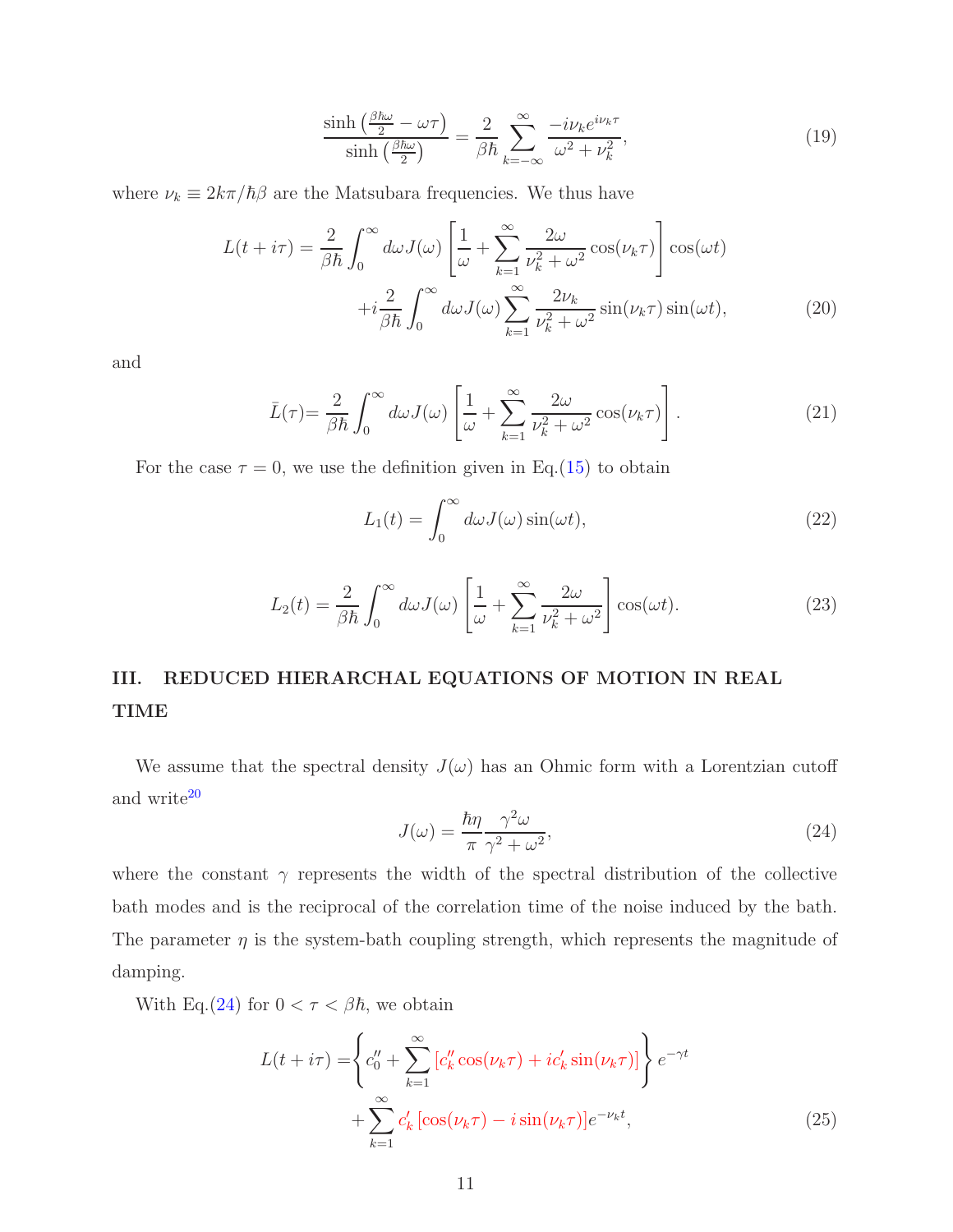$$
\frac{\sinh\left(\frac{\beta\hbar\omega}{2} - \omega\tau\right)}{\sinh\left(\frac{\beta\hbar\omega}{2}\right)} = \frac{2}{\beta\hbar}\sum_{k=-\infty}^{\infty} \frac{-i\nu_k e^{i\nu_k\tau}}{\omega^2 + \nu_k^2}, \tag{19}
$$

where $\nu_k \equiv 2k\pi/\hbar\beta$ are the Matsubara frequencies. We thus have

$$
\begin{aligned}
L(t+i\tau) = \frac{2}{\beta\hbar}\int_0^\infty d\omega J(\omega)\left[\frac{1}{\omega} + \sum_{k=1}^{\infty}\frac{2\omega}{\nu_k^2+\omega^2}\cos(\nu_k\tau)\right]\cos(\omega t) \\
+ i\frac{2}{\beta\hbar}\int_0^\infty d\omega J(\omega)\sum_{k=1}^{\infty}\frac{2\nu_k}{\nu_k^2+\omega^2}\sin(\nu_k\tau)\sin(\omega t),
\end{aligned} \tag{20}
$$

and

$$
\bar{L}(\tau) = \frac{2}{\beta\hbar}\int_0^\infty d\omega J(\omega)\left[\frac{1}{\omega} + \sum_{k=1}^{\infty}\frac{2\omega}{\nu_k^2+\omega^2}\cos(\nu_k\tau)\right]. \tag{21}
$$

For the case $\tau = 0$, we use the definition given in Eq.(15) to obtain

$$
L_1(t) = \int_0^\infty d\omega J(\omega)\sin(\omega t), \tag{22}
$$

$$
L_2(t) = \frac{2}{\beta\hbar}\int_0^\infty d\omega J(\omega)\left[\frac{1}{\omega} + \sum_{k=1}^{\infty}\frac{2\omega}{\nu_k^2+\omega^2}\right]\cos(\omega t). \tag{23}
$$

## III. REDUCED HIERARCHAL EQUATIONS OF MOTION IN REAL TIME

We assume that the spectral density $J(\omega)$ has an Ohmic form with a Lorentzian cutoff and write[20]

$$
J(\omega) = \frac{\hbar\eta}{\pi}\frac{\gamma^2\omega}{\gamma^2+\omega^2}, \tag{24}
$$

where the constant $\gamma$ represents the width of the spectral distribution of the collective bath modes and is the reciprocal of the correlation time of the noise induced by the bath. The parameter $\eta$ is the system-bath coupling strength, which represents the magnitude of damping.

With Eq.(24) for $0 < \tau < \beta\hbar$, we obtain

$$
\begin{aligned}
L(t+i\tau) = &\left\{c_0'' + \sum_{k=1}^{\infty}\left[c_k''\cos(\nu_k\tau) + ic_k'\sin(\nu_k\tau)\right]\right\}e^{-\gamma t} \\
&+ \sum_{k=1}^{\infty} c_k'\left[\cos(\nu_k\tau) - i\sin(\nu_k\tau)\right]e^{-\nu_k t},
\end{aligned} \tag{25}
$$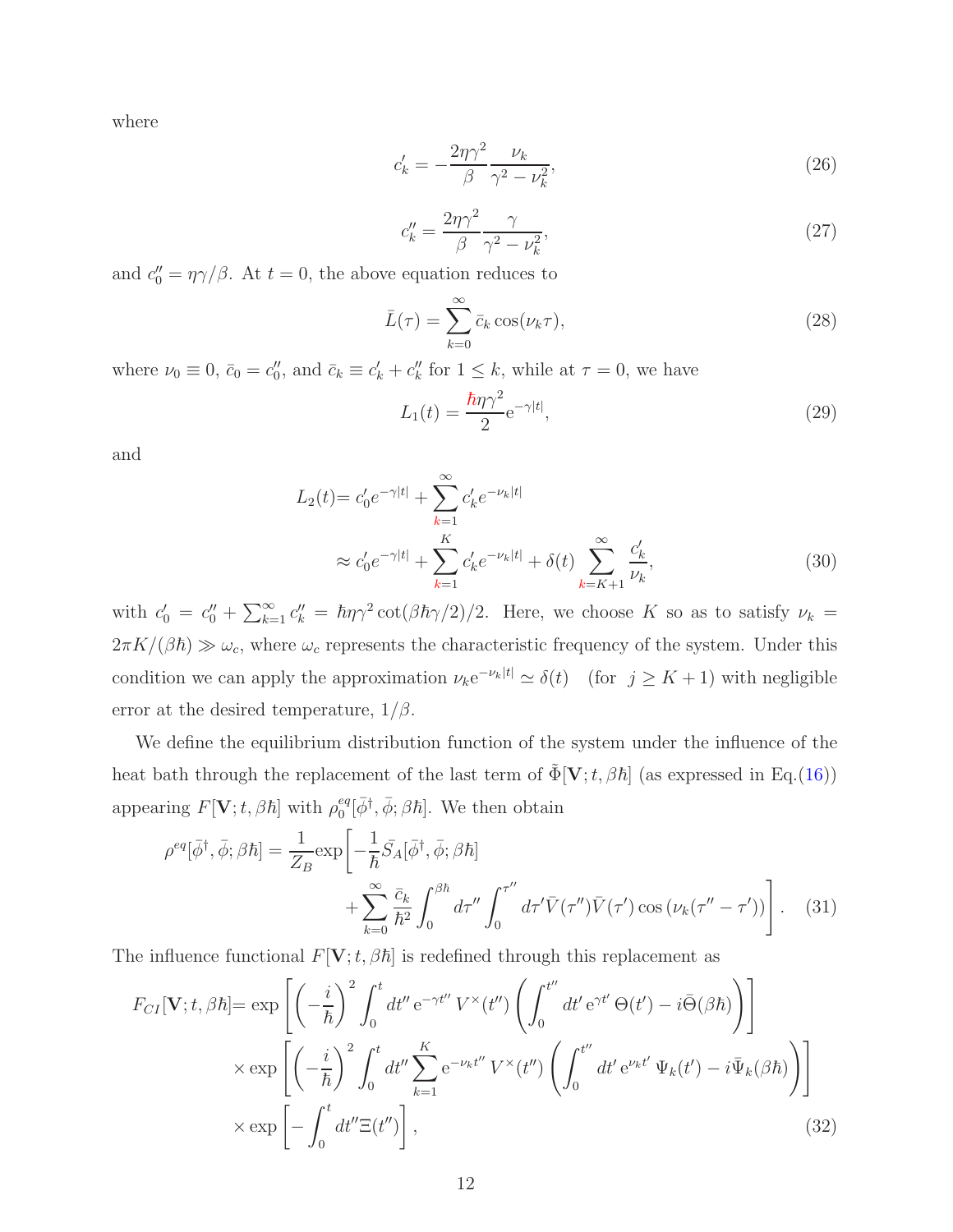where

$$c'_k = -\frac{2\eta\gamma^2}{\beta}\frac{\nu_k}{\gamma^2 - \nu_k^2}, \tag{26}$$

$$c''_k = \frac{2\eta\gamma^2}{\beta}\frac{\gamma}{\gamma^2 - \nu_k^2}, \tag{27}$$

and $c''_0 = \eta\gamma/\beta$. At $t = 0$, the above equation reduces to

$$\bar{L}(\tau) = \sum_{k=0}^{\infty} \bar{c}_k \cos(\nu_k \tau), \tag{28}$$

where $\nu_0 \equiv 0$, $\bar{c}_0 = c''_0$, and $\bar{c}_k \equiv c'_k + c''_k$ for $1 \leq k$, while at $\tau = 0$, we have

$$L_1(t) = \frac{\hbar\eta\gamma^2}{2}\mathrm{e}^{-\gamma|t|}, \tag{29}$$

and

$$\begin{aligned} L_2(t) &= c'_0 e^{-\gamma|t|} + \sum_{k=1}^{\infty} c'_k e^{-\nu_k|t|} \\ &\approx c'_0 e^{-\gamma|t|} + \sum_{k=1}^{K} c'_k e^{-\nu_k|t|} + \delta(t)\sum_{k=K+1}^{\infty}\frac{c'_k}{\nu_k}, \end{aligned} \tag{30}$$

with $c'_0 = c''_0 + \sum_{k=1}^{\infty} c''_k = \hbar\eta\gamma^2 \cot(\beta\hbar\gamma/2)/2$. Here, we choose $K$ so as to satisfy $\nu_k = 2\pi K/(\beta\hbar) \gg \omega_c$, where $\omega_c$ represents the characteristic frequency of the system. Under this condition we can apply the approximation $\nu_k \mathrm{e}^{-\nu_k|t|} \simeq \delta(t)$ (for $j \geq K+1$) with negligible error at the desired temperature, $1/\beta$.

We define the equilibrium distribution function of the system under the influence of the heat bath through the replacement of the last term of $\tilde{\Phi}[\mathbf{V}; t, \beta\hbar]$ (as expressed in Eq.(16)) appearing $F[\mathbf{V}; t, \beta\hbar]$ with $\rho_0^{eq}[\bar{\phi}^\dagger, \bar{\phi}; \beta\hbar]$. We then obtain

$$\begin{aligned} \rho^{eq}[\bar{\phi}^\dagger, \bar{\phi}; \beta\hbar] = \frac{1}{Z_B}\exp\Bigg[&-\frac{1}{\hbar}\bar{S}_A[\bar{\phi}^\dagger, \bar{\phi}; \beta\hbar] \\ &+ \sum_{k=0}^{\infty}\frac{\bar{c}_k}{\hbar^2}\int_0^{\beta\hbar} d\tau'' \int_0^{\tau''} d\tau' \bar{V}(\tau'')\bar{V}(\tau')\cos\left(\nu_k(\tau'' - \tau')\right)\Bigg]. \end{aligned} \tag{31}$$

The influence functional $F[\mathbf{V}; t, \beta\hbar]$ is redefined through this replacement as

$$\begin{aligned} F_{CI}[\mathbf{V}; t, \beta\hbar] = &\exp\left[\left(-\frac{i}{\hbar}\right)^2 \int_0^t dt''\, \mathrm{e}^{-\gamma t''}\, V^\times(t'')\left(\int_0^{t''} dt'\, \mathrm{e}^{\gamma t'}\, \Theta(t') - i\bar{\Theta}(\beta\hbar)\right)\right] \\ &\times \exp\left[\left(-\frac{i}{\hbar}\right)^2 \int_0^t dt'' \sum_{k=1}^{K} \mathrm{e}^{-\nu_k t''}\, V^\times(t'')\left(\int_0^{t''} dt'\, \mathrm{e}^{\nu_k t'}\, \Psi_k(t') - i\bar{\Psi}_k(\beta\hbar)\right)\right] \\ &\times \exp\left[-\int_0^t dt'' \Xi(t'')\right], \end{aligned} \tag{32}$$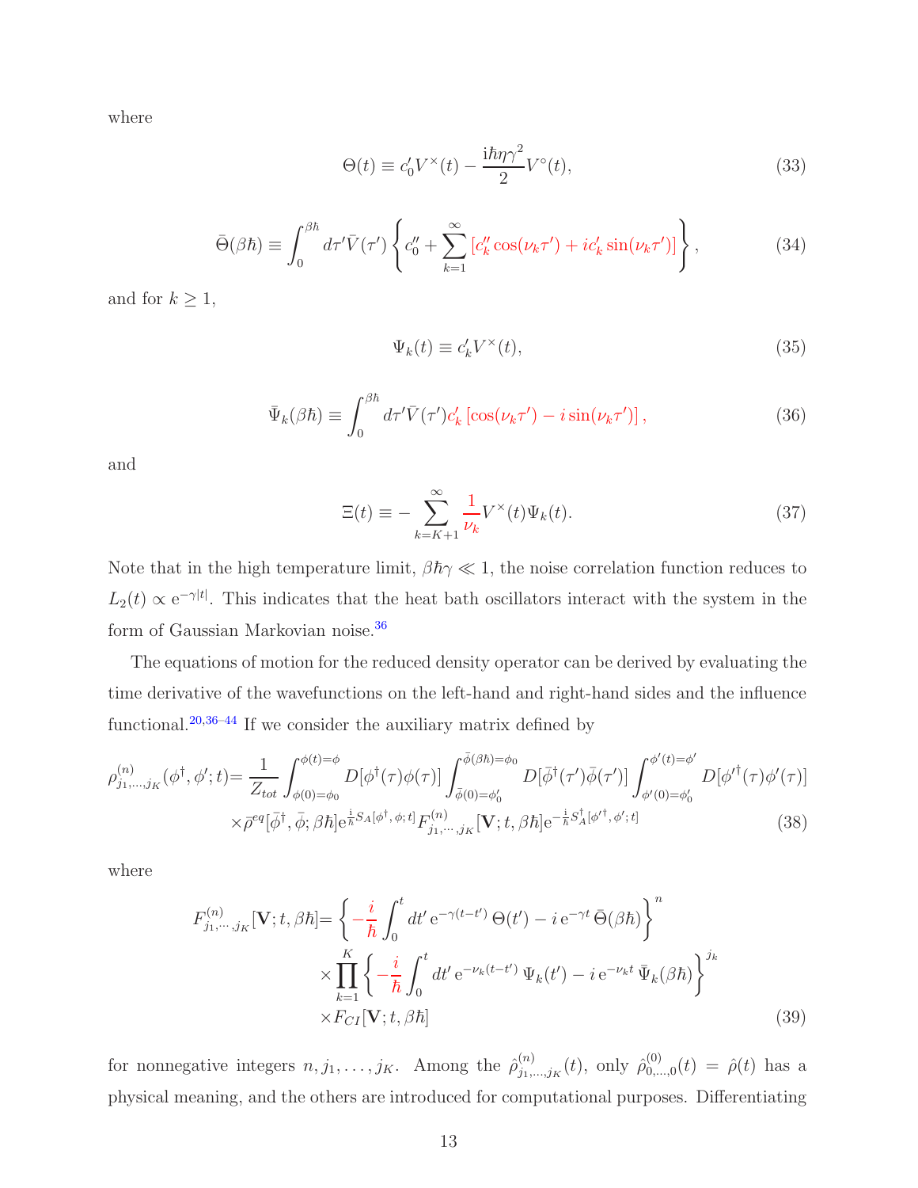where

$$\Theta(t) \equiv c_0' V^{\times}(t) - \frac{i\hbar\eta\gamma^2}{2} V^{\circ}(t), \tag{33}$$

$$\bar{\Theta}(\beta\hbar) \equiv \int_0^{\beta\hbar} d\tau' \bar{V}(\tau') \left\{ c_0'' + \sum_{k=1}^{\infty} \left[ c_k'' \cos(\nu_k \tau') + i c_k' \sin(\nu_k \tau') \right] \right\}, \tag{34}$$

and for $k \geq 1$,

$$\Psi_k(t) \equiv c_k' V^{\times}(t), \tag{35}$$

$$\bar{\Psi}_k(\beta\hbar) \equiv \int_0^{\beta\hbar} d\tau' \bar{V}(\tau') c_k' \left[ \cos(\nu_k \tau') - i \sin(\nu_k \tau') \right], \tag{36}$$

and

$$\Xi(t) \equiv - \sum_{k=K+1}^{\infty} \frac{1}{\nu_k} V^{\times}(t) \Psi_k(t). \tag{37}$$

Note that in the high temperature limit, $\beta\hbar\gamma \ll 1$, the noise correlation function reduces to $L_2(t) \propto \mathrm{e}^{-\gamma|t|}$. This indicates that the heat bath oscillators interact with the system in the form of Gaussian Markovian noise.[36]

The equations of motion for the reduced density operator can be derived by evaluating the time derivative of the wavefunctions on the left-hand and right-hand sides and the influence functional.[20,36–44] If we consider the auxiliary matrix defined by

$$\begin{aligned}\rho^{(n)}_{j_1,\ldots,j_K}(\phi^{\dagger}, \phi'; t) = & \frac{1}{Z_{tot}} \int_{\phi(0)=\phi_0}^{\phi(t)=\phi} D[\phi^{\dagger}(\tau)\phi(\tau)] \int_{\bar{\phi}(0)=\phi_0'}^{\bar{\phi}(\beta\hbar)=\phi_0} D[\bar{\phi}^{\dagger}(\tau')\bar{\phi}(\tau')] \int_{\phi'(0)=\phi_0'}^{\phi'(t)=\phi'} D[\phi'^{\dagger}(\tau)\phi'(\tau)] \\ & \times \bar{\rho}^{eq}[\bar{\phi}^{\dagger}, \bar{\phi}; \beta\hbar] \mathrm{e}^{\frac{i}{\hbar} S_A[\phi^{\dagger}, \phi; t]} F^{(n)}_{j_1,\cdots,j_K}[\mathbf{V}; t, \beta\hbar] \mathrm{e}^{-\frac{i}{\hbar} S_A^{\dagger}[\phi'^{\dagger}, \phi'; t]}\end{aligned} \tag{38}$$

where

$$\begin{aligned}F^{(n)}_{j_1,\cdots,j_K}[\mathbf{V}; t, \beta\hbar] = & \left\{ -\frac{i}{\hbar} \int_0^t dt' \, \mathrm{e}^{-\gamma(t-t')} \, \Theta(t') - i \, \mathrm{e}^{-\gamma t} \, \bar{\Theta}(\beta\hbar) \right\}^n \\ & \times \prod_{k=1}^{K} \left\{ -\frac{i}{\hbar} \int_0^t dt' \, \mathrm{e}^{-\nu_k(t-t')} \, \Psi_k(t') - i \, \mathrm{e}^{-\nu_k t} \, \bar{\Psi}_k(\beta\hbar) \right\}^{j_k} \\ & \times F_{CI}[\mathbf{V}; t, \beta\hbar]\end{aligned} \tag{39}$$

for nonnegative integers $n, j_1, \ldots, j_K$. Among the $\hat{\rho}^{(n)}_{j_1,\ldots,j_K}(t)$, only $\hat{\rho}^{(0)}_{0,\ldots,0}(t) = \hat{\rho}(t)$ has a physical meaning, and the others are introduced for computational purposes. Differentiating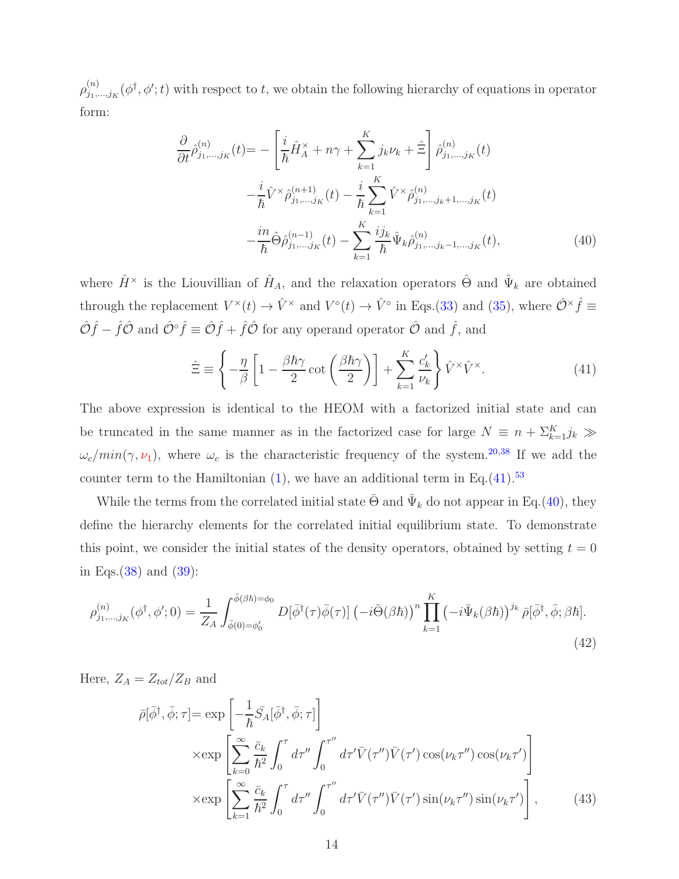$\rho^{(n)}_{j_1,\ldots,j_K}(\phi^\dagger, \phi'; t)$ with respect to $t$, we obtain the following hierarchy of equations in operator form:

$$
\begin{aligned}
\frac{\partial}{\partial t}\hat{\rho}^{(n)}_{j_1,\ldots,j_K}(t) =& -\left[\frac{i}{\hbar}\hat{H}_A^{\times} + n\gamma + \sum_{k=1}^{K} j_k \nu_k + \hat{\Xi}\right]\hat{\rho}^{(n)}_{j_1,\ldots,j_K}(t) \\
& -\frac{i}{\hbar}\hat{V}^{\times}\hat{\rho}^{(n+1)}_{j_1,\ldots,j_K}(t) - \frac{i}{\hbar}\sum_{k=1}^{K}\hat{V}^{\times}\hat{\rho}^{(n)}_{j_1,\ldots,j_k+1,\ldots,j_K}(t) \\
& -\frac{in}{\hbar}\hat{\Theta}\hat{\rho}^{(n-1)}_{j_1,\ldots,j_K}(t) - \sum_{k=1}^{K}\frac{ij_k}{\hbar}\hat{\Psi}_k\hat{\rho}^{(n)}_{j_1,\ldots,j_k-1,\ldots,j_K}(t),
\end{aligned}
\tag{40}
$$

where $\hat{H}^{\times}$ is the Liouvillian of $\hat{H}_A$, and the relaxation operators $\hat{\Theta}$ and $\hat{\Psi}_k$ are obtained through the replacement $V^{\times}(t) \to \hat{V}^{\times}$ and $V^{\circ}(t) \to \hat{V}^{\circ}$ in Eqs.(33) and (35), where $\hat{\mathcal{O}}^{\times}\hat{f} \equiv \hat{\mathcal{O}}\hat{f} - \hat{f}\hat{\mathcal{O}}$ and $\hat{\mathcal{O}}^{\circ}\hat{f} \equiv \hat{\mathcal{O}}\hat{f} + \hat{f}\hat{\mathcal{O}}$ for any operand operator $\hat{\mathcal{O}}$ and $\hat{f}$, and

$$
\hat{\Xi} \equiv \left\{-\frac{\eta}{\beta}\left[1 - \frac{\beta\hbar\gamma}{2}\cot\left(\frac{\beta\hbar\gamma}{2}\right)\right] + \sum_{k=1}^{K}\frac{c_k'}{\nu_k}\right\}\hat{V}^{\times}\hat{V}^{\times}.
\tag{41}
$$

The above expression is identical to the HEOM with a factorized initial state and can be truncated in the same manner as in the factorized case for large $N \equiv n + \Sigma_{k=1}^{K} j_k \gg \omega_c/min(\gamma, \nu_1)$, where $\omega_c$ is the characteristic frequency of the system.[20,38] If we add the counter term to the Hamiltonian (1), we have an additional term in Eq.(41).[53]

While the terms from the correlated initial state $\bar{\Theta}$ and $\bar{\Psi}_k$ do not appear in Eq.(40), they define the hierarchy elements for the correlated initial equilibrium state. To demonstrate this point, we consider the initial states of the density operators, obtained by setting $t = 0$ in Eqs.(38) and (39):

$$
\rho^{(n)}_{j_1,\ldots,j_K}(\phi^\dagger, \phi'; 0) = \frac{1}{Z_A}\int_{\bar{\phi}(0)=\phi_0'}^{\bar{\phi}(\beta\hbar)=\phi_0} D[\bar{\phi}^\dagger(\tau)\bar{\phi}(\tau)]\left(-i\bar{\Theta}(\beta\hbar)\right)^n \prod_{k=1}^{K}\left(-i\bar{\Psi}_k(\beta\hbar)\right)^{j_k}\bar{\rho}[\bar{\phi}^\dagger, \bar{\phi}; \beta\hbar].
\tag{42}
$$

Here, $Z_A = Z_{tot}/Z_B$ and

$$
\begin{aligned}
\bar{\rho}[\bar{\phi}^\dagger, \bar{\phi}; \tau] =& \exp\left[-\frac{1}{\hbar}\bar{S}_A[\bar{\phi}^\dagger, \bar{\phi}; \tau]\right] \\
& \times \exp\left[\sum_{k=0}^{\infty}\frac{\bar{c}_k}{\hbar^2}\int_0^{\tau} d\tau''\int_0^{\tau''} d\tau' \bar{V}(\tau'')\bar{V}(\tau')\cos(\nu_k\tau'')\cos(\nu_k\tau')\right] \\
& \times \exp\left[\sum_{k=1}^{\infty}\frac{\bar{c}_k}{\hbar^2}\int_0^{\tau} d\tau''\int_0^{\tau''} d\tau' \bar{V}(\tau'')\bar{V}(\tau')\sin(\nu_k\tau'')\sin(\nu_k\tau')\right],
\end{aligned}
\tag{43}
$$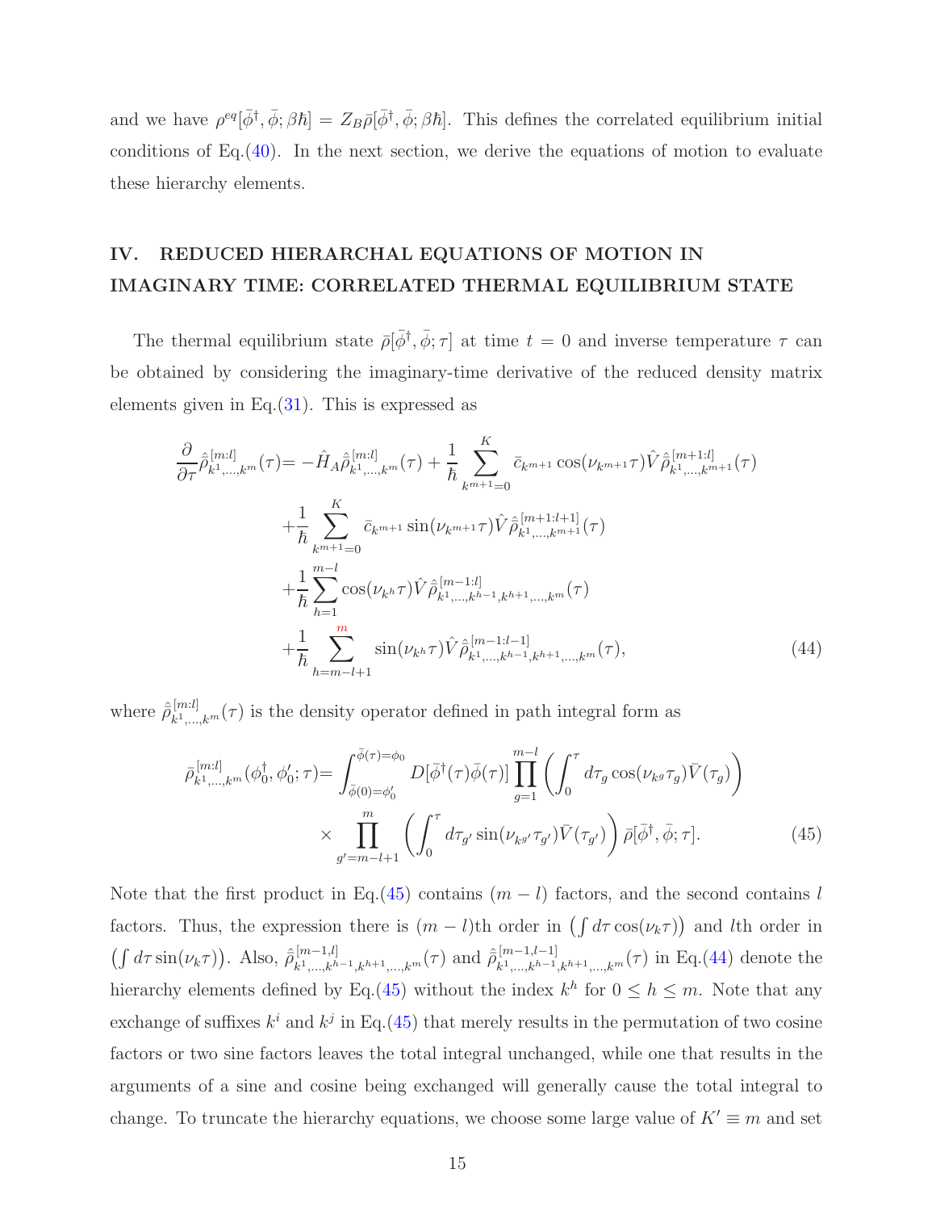and we have $\rho^{eq}[\bar{\phi}^\dagger, \bar{\phi}; \beta\hbar] = Z_B \bar{\rho}[\bar{\phi}^\dagger, \bar{\phi}; \beta\hbar]$. This defines the correlated equilibrium initial conditions of Eq.(40). In the next section, we derive the equations of motion to evaluate these hierarchy elements.

## IV. REDUCED HIERARCHAL EQUATIONS OF MOTION IN IMAGINARY TIME: CORRELATED THERMAL EQUILIBRIUM STATE

The thermal equilibrium state $\bar{\rho}[\bar{\phi}^\dagger, \bar{\phi}; \tau]$ at time $t = 0$ and inverse temperature $\tau$ can be obtained by considering the imaginary-time derivative of the reduced density matrix elements given in Eq.(31). This is expressed as

$$
\begin{aligned}
\frac{\partial}{\partial \tau}\hat{\bar{\rho}}^{[m:l]}_{k^1,\ldots,k^m}(\tau) = & -\hat{H}_A \hat{\bar{\rho}}^{[m:l]}_{k^1,\ldots,k^m}(\tau) + \frac{1}{\hbar}\sum_{k^{m+1}=0}^{K} \bar{c}_{k^{m+1}} \cos(\nu_{k^{m+1}}\tau)\hat{V}\hat{\bar{\rho}}^{[m+1:l]}_{k^1,\ldots,k^{m+1}}(\tau) \\
&+\frac{1}{\hbar}\sum_{k^{m+1}=0}^{K} \bar{c}_{k^{m+1}} \sin(\nu_{k^{m+1}}\tau)\hat{V}\hat{\bar{\rho}}^{[m+1:l+1]}_{k^1,\ldots,k^{m+1}}(\tau) \\
&+\frac{1}{\hbar}\sum_{h=1}^{m-l} \cos(\nu_{k^h}\tau)\hat{V}\hat{\bar{\rho}}^{[m-1:l]}_{k^1,\ldots,k^{h-1},k^{h+1},\ldots,k^m}(\tau) \\
&+\frac{1}{\hbar}\sum_{h=m-l+1}^{m} \sin(\nu_{k^h}\tau)\hat{V}\hat{\bar{\rho}}^{[m-1:l-1]}_{k^1,\ldots,k^{h-1},k^{h+1},\ldots,k^m}(\tau),
\end{aligned}
\tag{44}
$$

where $\hat{\bar{\rho}}^{[m:l]}_{k^1,\ldots,k^m}(\tau)$ is the density operator defined in path integral form as

$$
\begin{aligned}
\bar{\rho}^{[m:l]}_{k^1,\ldots,k^m}(\phi_0^\dagger, \phi_0'; \tau) = & \int_{\bar{\phi}(0)=\phi_0'}^{\bar{\phi}(\tau)=\phi_0} D[\bar{\phi}^\dagger(\tau)\bar{\phi}(\tau)] \prod_{g=1}^{m-l}\left(\int_0^\tau d\tau_g \cos(\nu_{k^g}\tau_g)\bar{V}(\tau_g)\right) \\
&\times \prod_{g'=m-l+1}^{m}\left(\int_0^\tau d\tau_{g'} \sin(\nu_{k^{g'}}\tau_{g'})\bar{V}(\tau_{g'})\right)\bar{\rho}[\bar{\phi}^\dagger, \bar{\phi}; \tau].
\end{aligned}
\tag{45}
$$

Note that the first product in Eq.(45) contains $(m-l)$ factors, and the second contains $l$ factors. Thus, the expression there is $(m-l)$th order in $\left(\int d\tau \cos(\nu_k \tau)\right)$ and $l$th order in $\left(\int d\tau \sin(\nu_k \tau)\right)$. Also, $\hat{\bar{\rho}}^{[m-1,l]}_{k^1,\ldots,k^{h-1},k^{h+1},\ldots,k^m}(\tau)$ and $\hat{\bar{\rho}}^{[m-1,l-1]}_{k^1,\ldots,k^{h-1},k^{h+1},\ldots,k^m}(\tau)$ in Eq.(44) denote the hierarchy elements defined by Eq.(45) without the index $k^h$ for $0 \le h \le m$. Note that any exchange of suffixes $k^i$ and $k^j$ in Eq.(45) that merely results in the permutation of two cosine factors or two sine factors leaves the total integral unchanged, while one that results in the arguments of a sine and cosine being exchanged will generally cause the total integral to change. To truncate the hierarchy equations, we choose some large value of $K' \equiv m$ and set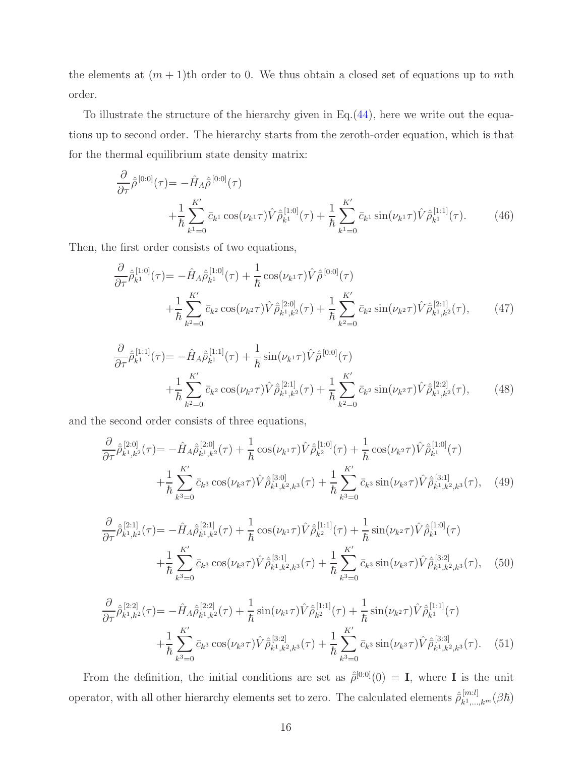the elements at $(m+1)$th order to 0. We thus obtain a closed set of equations up to $m$th order.

To illustrate the structure of the hierarchy given in Eq.(44), here we write out the equations up to second order. The hierarchy starts from the zeroth-order equation, which is that for the thermal equilibrium state density matrix:

$$
\begin{aligned}
\frac{\partial}{\partial \tau}\hat{\tilde{\rho}}^{[0:0]}(\tau) = & -\hat{H}_A \hat{\tilde{\rho}}^{[0:0]}(\tau) \\
& + \frac{1}{\hbar}\sum_{k^1=0}^{K'} \bar{c}_{k^1}\cos(\nu_{k^1}\tau)\hat{V}\hat{\tilde{\rho}}^{[1:0]}_{k^1}(\tau) + \frac{1}{\hbar}\sum_{k^1=0}^{K'} \bar{c}_{k^1}\sin(\nu_{k^1}\tau)\hat{V}\hat{\tilde{\rho}}^{[1:1]}_{k^1}(\tau).
\end{aligned}
\tag{46}
$$

Then, the first order consists of two equations,

$$
\begin{aligned}
\frac{\partial}{\partial \tau}\hat{\tilde{\rho}}^{[1:0]}_{k^1}(\tau) = & -\hat{H}_A \hat{\tilde{\rho}}^{[1:0]}_{k^1}(\tau) + \frac{1}{\hbar}\cos(\nu_{k^1}\tau)\hat{V}\hat{\tilde{\rho}}^{[0:0]}(\tau) \\
& + \frac{1}{\hbar}\sum_{k^2=0}^{K'} \bar{c}_{k^2}\cos(\nu_{k^2}\tau)\hat{V}\hat{\tilde{\rho}}^{[2:0]}_{k^1,k^2}(\tau) + \frac{1}{\hbar}\sum_{k^2=0}^{K'} \bar{c}_{k^2}\sin(\nu_{k^2}\tau)\hat{V}\hat{\tilde{\rho}}^{[2:1]}_{k^1,k^2}(\tau),
\end{aligned}
\tag{47}
$$

$$
\begin{aligned}
\frac{\partial}{\partial \tau}\hat{\tilde{\rho}}^{[1:1]}_{k^1}(\tau) = & -\hat{H}_A \hat{\tilde{\rho}}^{[1:1]}_{k^1}(\tau) + \frac{1}{\hbar}\sin(\nu_{k^1}\tau)\hat{V}\hat{\tilde{\rho}}^{[0:0]}(\tau) \\
& + \frac{1}{\hbar}\sum_{k^2=0}^{K'} \bar{c}_{k^2}\cos(\nu_{k^2}\tau)\hat{V}\hat{\tilde{\rho}}^{[2:1]}_{k^1,k^2}(\tau) + \frac{1}{\hbar}\sum_{k^2=0}^{K'} \bar{c}_{k^2}\sin(\nu_{k^2}\tau)\hat{V}\hat{\tilde{\rho}}^{[2:2]}_{k^1,k^2}(\tau),
\end{aligned}
\tag{48}
$$

and the second order consists of three equations,

$$
\begin{aligned}
\frac{\partial}{\partial \tau}\hat{\tilde{\rho}}^{[2:0]}_{k^1,k^2}(\tau) = & -\hat{H}_A \hat{\tilde{\rho}}^{[2:0]}_{k^1,k^2}(\tau) + \frac{1}{\hbar}\cos(\nu_{k^1}\tau)\hat{V}\hat{\tilde{\rho}}^{[1:0]}_{k^2}(\tau) + \frac{1}{\hbar}\cos(\nu_{k^2}\tau)\hat{V}\hat{\tilde{\rho}}^{[1:0]}_{k^1}(\tau) \\
& + \frac{1}{\hbar}\sum_{k^3=0}^{K'} \bar{c}_{k^3}\cos(\nu_{k^3}\tau)\hat{V}\hat{\tilde{\rho}}^{[3:0]}_{k^1,k^2,k^3}(\tau) + \frac{1}{\hbar}\sum_{k^3=0}^{K'} \bar{c}_{k^3}\sin(\nu_{k^3}\tau)\hat{V}\hat{\tilde{\rho}}^{[3:1]}_{k^1,k^2,k^3}(\tau),
\end{aligned}
\tag{49}
$$

$$
\begin{aligned}
\frac{\partial}{\partial \tau}\hat{\tilde{\rho}}^{[2:1]}_{k^1,k^2}(\tau) = & -\hat{H}_A \hat{\tilde{\rho}}^{[2:1]}_{k^1,k^2}(\tau) + \frac{1}{\hbar}\cos(\nu_{k^1}\tau)\hat{V}\hat{\tilde{\rho}}^{[1:1]}_{k^2}(\tau) + \frac{1}{\hbar}\sin(\nu_{k^2}\tau)\hat{V}\hat{\tilde{\rho}}^{[1:0]}_{k^1}(\tau) \\
& + \frac{1}{\hbar}\sum_{k^3=0}^{K'} \bar{c}_{k^3}\cos(\nu_{k^3}\tau)\hat{V}\hat{\tilde{\rho}}^{[3:1]}_{k^1,k^2,k^3}(\tau) + \frac{1}{\hbar}\sum_{k^3=0}^{K'} \bar{c}_{k^3}\sin(\nu_{k^3}\tau)\hat{V}\hat{\tilde{\rho}}^{[3:2]}_{k^1,k^2,k^3}(\tau),
\end{aligned}
\tag{50}
$$

$$
\begin{aligned}
\frac{\partial}{\partial \tau}\hat{\tilde{\rho}}^{[2:2]}_{k^1,k^2}(\tau) = & -\hat{H}_A \hat{\tilde{\rho}}^{[2:2]}_{k^1,k^2}(\tau) + \frac{1}{\hbar}\sin(\nu_{k^1}\tau)\hat{V}\hat{\tilde{\rho}}^{[1:1]}_{k^2}(\tau) + \frac{1}{\hbar}\sin(\nu_{k^2}\tau)\hat{V}\hat{\tilde{\rho}}^{[1:1]}_{k^1}(\tau) \\
& + \frac{1}{\hbar}\sum_{k^3=0}^{K'} \bar{c}_{k^3}\cos(\nu_{k^3}\tau)\hat{V}\hat{\tilde{\rho}}^{[3:2]}_{k^1,k^2,k^3}(\tau) + \frac{1}{\hbar}\sum_{k^3=0}^{K'} \bar{c}_{k^3}\sin(\nu_{k^3}\tau)\hat{V}\hat{\tilde{\rho}}^{[3:3]}_{k^1,k^2,k^3}(\tau).
\end{aligned}
\tag{51}
$$

From the definition, the initial conditions are set as $\hat{\tilde{\rho}}^{[0:0]}(0) = \mathbf{I}$, where $\mathbf{I}$ is the unit operator, with all other hierarchy elements set to zero. The calculated elements $\hat{\tilde{\rho}}^{[m:l]}_{k^1,\ldots,k^m}(\beta\hbar)$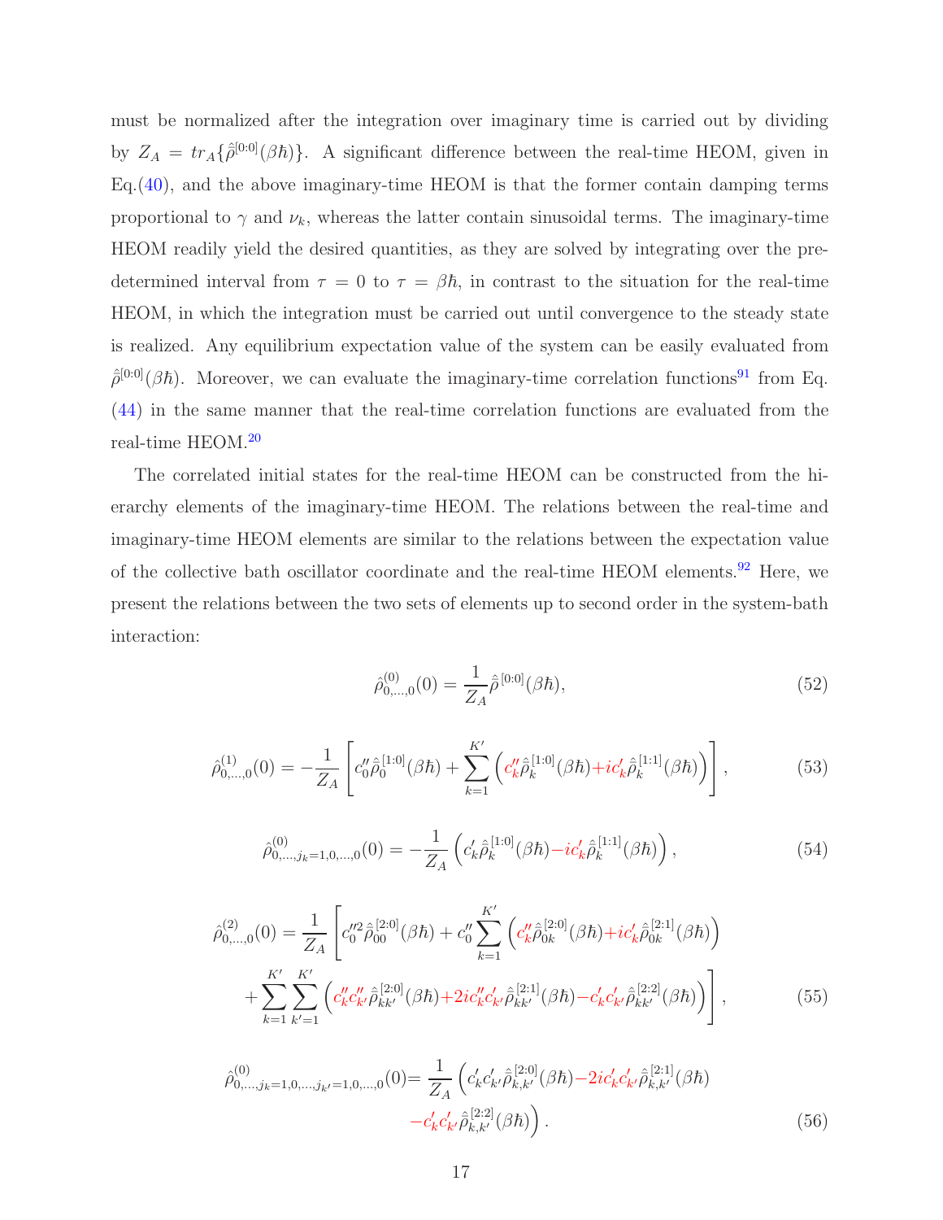must be normalized after the integration over imaginary time is carried out by dividing by $Z_A = tr_A\{\hat{\hat{\rho}}^{[0:0]}(\beta\hbar)\}$. A significant difference between the real-time HEOM, given in Eq.(40), and the above imaginary-time HEOM is that the former contain damping terms proportional to $\gamma$ and $\nu_k$, whereas the latter contain sinusoidal terms. The imaginary-time HEOM readily yield the desired quantities, as they are solved by integrating over the predetermined interval from $\tau = 0$ to $\tau = \beta\hbar$, in contrast to the situation for the real-time HEOM, in which the integration must be carried out until convergence to the steady state is realized. Any equilibrium expectation value of the system can be easily evaluated from $\hat{\hat{\rho}}^{[0:0]}(\beta\hbar)$. Moreover, we can evaluate the imaginary-time correlation functions[91] from Eq. (44) in the same manner that the real-time correlation functions are evaluated from the real-time HEOM.[20]

The correlated initial states for the real-time HEOM can be constructed from the hierarchy elements of the imaginary-time HEOM. The relations between the real-time and imaginary-time HEOM elements are similar to the relations between the expectation value of the collective bath oscillator coordinate and the real-time HEOM elements.[92] Here, we present the relations between the two sets of elements up to second order in the system-bath interaction:

$$\hat{\rho}^{(0)}_{0,\ldots,0}(0) = \frac{1}{Z_A}\hat{\hat{\rho}}^{[0:0]}(\beta\hbar), \tag{52}$$

$$\hat{\rho}^{(1)}_{0,\ldots,0}(0) = -\frac{1}{Z_A}\left[c_0''\hat{\hat{\rho}}^{[1:0]}_0(\beta\hbar) + \sum_{k=1}^{K'}\left(c_k''\hat{\hat{\rho}}^{[1:0]}_k(\beta\hbar) + ic_k'\hat{\hat{\rho}}^{[1:1]}_k(\beta\hbar)\right)\right], \tag{53}$$

$$\hat{\rho}^{(0)}_{0,\ldots,j_k=1,0,\ldots,0}(0) = -\frac{1}{Z_A}\left(c_k'\hat{\hat{\rho}}^{[1:0]}_k(\beta\hbar) - ic_k'\hat{\hat{\rho}}^{[1:1]}_k(\beta\hbar)\right), \tag{54}$$

$$\begin{aligned}\hat{\rho}^{(2)}_{0,\ldots,0}(0) = \frac{1}{Z_A}\Bigg[&c_0''^2\hat{\hat{\rho}}^{[2:0]}_{00}(\beta\hbar) + c_0''\sum_{k=1}^{K'}\left(c_k''\hat{\hat{\rho}}^{[2:0]}_{0k}(\beta\hbar) + ic_k'\hat{\hat{\rho}}^{[2:1]}_{0k}(\beta\hbar)\right) \\ &+\sum_{k=1}^{K'}\sum_{k'=1}^{K'}\left(c_k''c_{k'}''\hat{\hat{\rho}}^{[2:0]}_{kk'}(\beta\hbar) + 2ic_k''c_{k'}'\hat{\hat{\rho}}^{[2:1]}_{kk'}(\beta\hbar) - c_k'c_{k'}'\hat{\hat{\rho}}^{[2:2]}_{kk'}(\beta\hbar)\right)\Bigg],\end{aligned} \tag{55}$$

$$\begin{aligned}\hat{\rho}^{(0)}_{0,\ldots,j_k=1,0,\ldots,j_{k'}=1,0,\ldots,0}(0) = \frac{1}{Z_A}\Big(&c_k'c_{k'}'\hat{\hat{\rho}}^{[2:0]}_{k,k'}(\beta\hbar) - 2ic_k'c_{k'}'\hat{\hat{\rho}}^{[2:1]}_{k,k'}(\beta\hbar) \\ &-c_k'c_{k'}'\hat{\hat{\rho}}^{[2:2]}_{k,k'}(\beta\hbar)\Big).\end{aligned} \tag{56}$$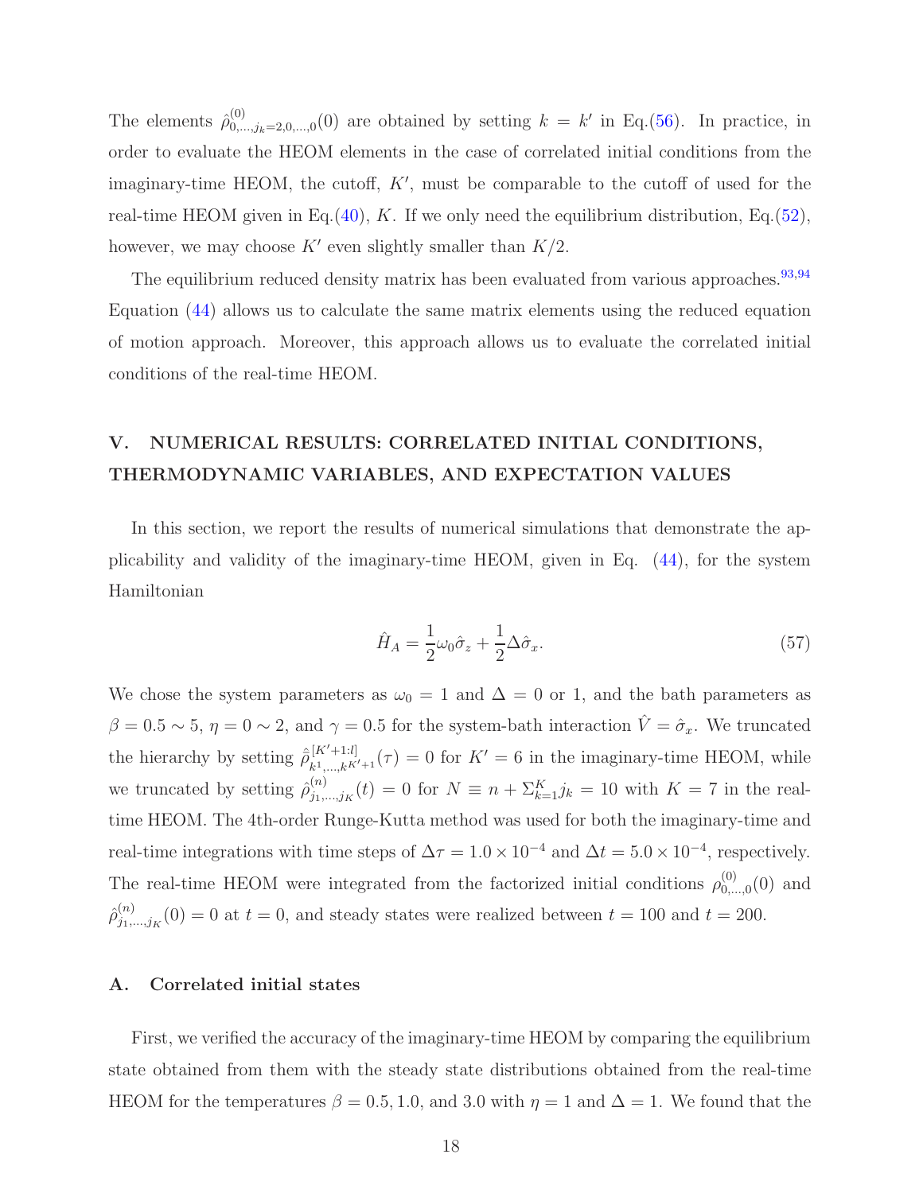The elements $\hat{\rho}^{(0)}_{0,\ldots,j_k=2,0,\ldots,0}(0)$ are obtained by setting $k = k'$ in Eq.(56). In practice, in order to evaluate the HEOM elements in the case of correlated initial conditions from the imaginary-time HEOM, the cutoff, $K'$, must be comparable to the cutoff of used for the real-time HEOM given in Eq.(40), $K$. If we only need the equilibrium distribution, Eq.(52), however, we may choose $K'$ even slightly smaller than $K/2$.

The equilibrium reduced density matrix has been evaluated from various approaches.[93,94] Equation (44) allows us to calculate the same matrix elements using the reduced equation of motion approach. Moreover, this approach allows us to evaluate the correlated initial conditions of the real-time HEOM.

## V. NUMERICAL RESULTS: CORRELATED INITIAL CONDITIONS, THERMODYNAMIC VARIABLES, AND EXPECTATION VALUES

In this section, we report the results of numerical simulations that demonstrate the applicability and validity of the imaginary-time HEOM, given in Eq. (44), for the system Hamiltonian

$$\hat{H}_A = \frac{1}{2}\omega_0\hat{\sigma}_z + \frac{1}{2}\Delta\hat{\sigma}_x. \tag{57}$$

We chose the system parameters as $\omega_0 = 1$ and $\Delta = 0$ or 1, and the bath parameters as $\beta = 0.5 \sim 5$, $\eta = 0 \sim 2$, and $\gamma = 0.5$ for the system-bath interaction $\hat{V} = \hat{\sigma}_x$. We truncated the hierarchy by setting $\hat{\hat{\rho}}^{[K'+1:l]}_{k^1,\ldots,k^{K'+1}}(\tau) = 0$ for $K' = 6$ in the imaginary-time HEOM, while we truncated by setting $\hat{\rho}^{(n)}_{j_1,\ldots,j_K}(t) = 0$ for $N \equiv n + \Sigma_{k=1}^{K} j_k = 10$ with $K = 7$ in the real-time HEOM. The 4th-order Runge-Kutta method was used for both the imaginary-time and real-time integrations with time steps of $\Delta\tau = 1.0 \times 10^{-4}$ and $\Delta t = 5.0 \times 10^{-4}$, respectively. The real-time HEOM were integrated from the factorized initial conditions $\rho^{(0)}_{0,\ldots,0}(0)$ and $\hat{\rho}^{(n)}_{j_1,\ldots,j_K}(0) = 0$ at $t = 0$, and steady states were realized between $t = 100$ and $t = 200$.

### A. Correlated initial states

First, we verified the accuracy of the imaginary-time HEOM by comparing the equilibrium state obtained from them with the steady state distributions obtained from the real-time HEOM for the temperatures $\beta = 0.5, 1.0$, and $3.0$ with $\eta = 1$ and $\Delta = 1$. We found that the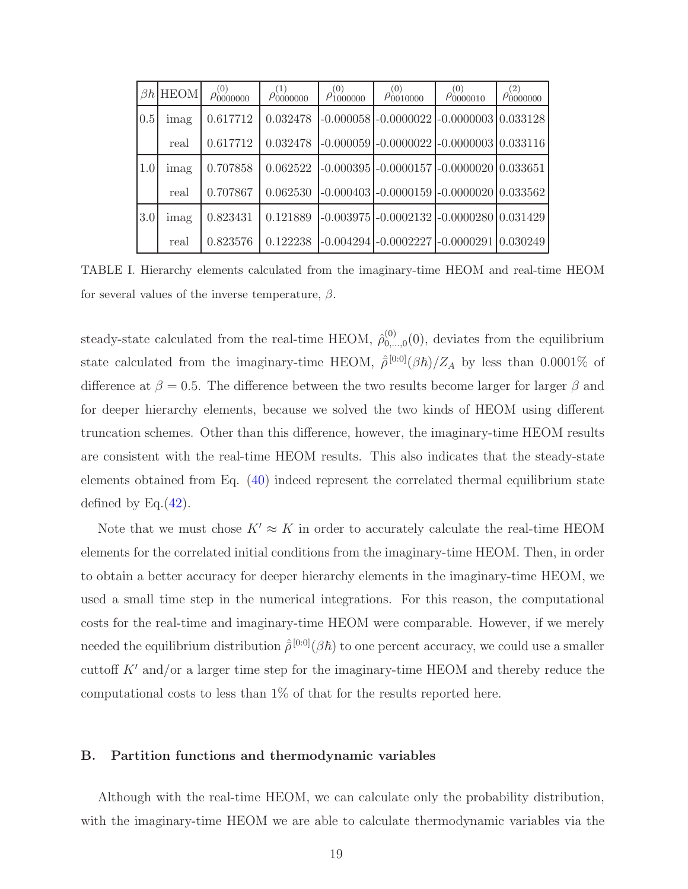| $\beta\hbar$ | HEOM | $\rho^{(0)}_{0000000}$ | $\rho^{(1)}_{0000000}$ | $\rho^{(0)}_{1000000}$ | $\rho^{(0)}_{0010000}$ | $\rho^{(0)}_{0000010}$ | $\rho^{(2)}_{0000000}$ |
|---|---|---|---|---|---|---|---|
| 0.5 | imag | 0.617712 | 0.032478 | -0.000058 | -0.0000022 | -0.0000003 | 0.033128 |
| | real | 0.617712 | 0.032478 | -0.000059 | -0.0000022 | -0.0000003 | 0.033116 |
| 1.0 | imag | 0.707858 | 0.062522 | -0.000395 | -0.0000157 | -0.0000020 | 0.033651 |
| | real | 0.707867 | 0.062530 | -0.000403 | -0.0000159 | -0.0000020 | 0.033562 |
| 3.0 | imag | 0.823431 | 0.121889 | -0.003975 | -0.0002132 | -0.0000280 | 0.031429 |
| | real | 0.823576 | 0.122238 | -0.004294 | -0.0002227 | -0.0000291 | 0.030249 |

TABLE I. Hierarchy elements calculated from the imaginary-time HEOM and real-time HEOM for several values of the inverse temperature, $\beta$.

steady-state calculated from the real-time HEOM, $\hat{\rho}^{(0)}_{0,\ldots,0}(0)$, deviates from the equilibrium state calculated from the imaginary-time HEOM, $\hat{\tilde{\rho}}^{[0:0]}(\beta\hbar)/Z_A$ by less than 0.0001% of difference at $\beta = 0.5$. The difference between the two results become larger for larger $\beta$ and for deeper hierarchy elements, because we solved the two kinds of HEOM using different truncation schemes. Other than this difference, however, the imaginary-time HEOM results are consistent with the real-time HEOM results. This also indicates that the steady-state elements obtained from Eq. (40) indeed represent the correlated thermal equilibrium state defined by Eq.(42).

Note that we must chose $K' \approx K$ in order to accurately calculate the real-time HEOM elements for the correlated initial conditions from the imaginary-time HEOM. Then, in order to obtain a better accuracy for deeper hierarchy elements in the imaginary-time HEOM, we used a small time step in the numerical integrations. For this reason, the computational costs for the real-time and imaginary-time HEOM were comparable. However, if we merely needed the equilibrium distribution $\hat{\tilde{\rho}}^{[0:0]}(\beta\hbar)$ to one percent accuracy, we could use a smaller cuttoff $K'$ and/or a larger time step for the imaginary-time HEOM and thereby reduce the computational costs to less than 1% of that for the results reported here.

## B. Partition functions and thermodynamic variables

Although with the real-time HEOM, we can calculate only the probability distribution, with the imaginary-time HEOM we are able to calculate thermodynamic variables via the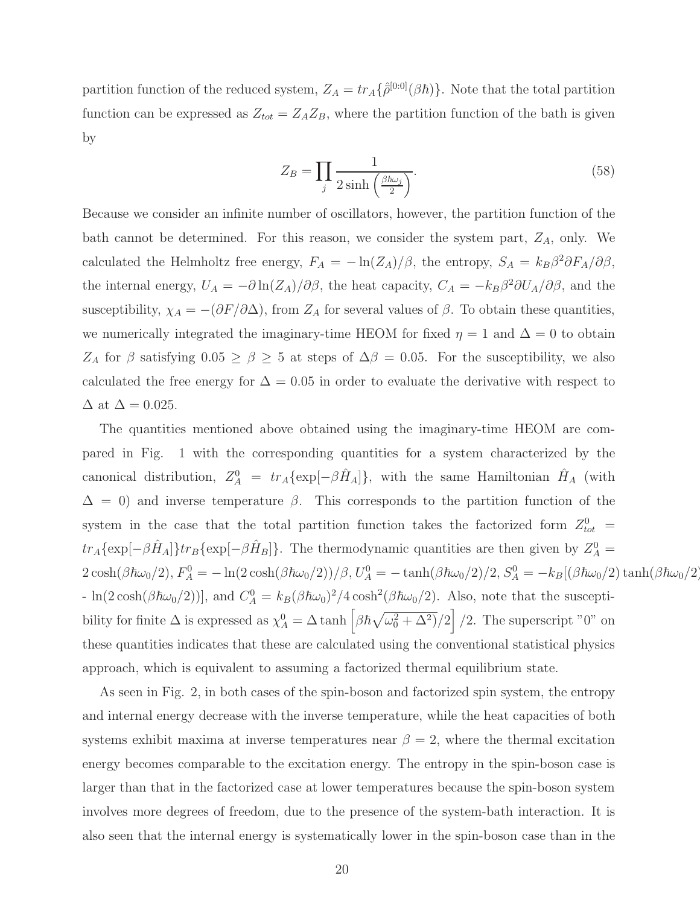partition function of the reduced system, $Z_A = tr_A\{\hat{\rho}^{[0:0]}(\beta\hbar)\}$. Note that the total partition function can be expressed as $Z_{tot} = Z_A Z_B$, where the partition function of the bath is given by

$$Z_B = \prod_j \frac{1}{2\sinh\left(\frac{\beta\hbar\omega_j}{2}\right)}. \tag{58}$$

Because we consider an infinite number of oscillators, however, the partition function of the bath cannot be determined. For this reason, we consider the system part, $Z_A$, only. We calculated the Helmholtz free energy, $F_A = -\ln(Z_A)/\beta$, the entropy, $S_A = k_B\beta^2\partial F_A/\partial\beta$, the internal energy, $U_A = -\partial\ln(Z_A)/\partial\beta$, the heat capacity, $C_A = -k_B\beta^2\partial U_A/\partial\beta$, and the susceptibility, $\chi_A = -(\partial F/\partial\Delta)$, from $Z_A$ for several values of $\beta$. To obtain these quantities, we numerically integrated the imaginary-time HEOM for fixed $\eta = 1$ and $\Delta = 0$ to obtain $Z_A$ for $\beta$ satisfying $0.05 \geq \beta \geq 5$ at steps of $\Delta\beta = 0.05$. For the susceptibility, we also calculated the free energy for $\Delta = 0.05$ in order to evaluate the derivative with respect to $\Delta$ at $\Delta = 0.025$.

The quantities mentioned above obtained using the imaginary-time HEOM are compared in Fig. 1 with the corresponding quantities for a system characterized by the canonical distribution, $Z_A^0 = tr_A\{\exp[-\beta\hat{H}_A]\}$, with the same Hamiltonian $\hat{H}_A$ (with $\Delta = 0$) and inverse temperature $\beta$. This corresponds to the partition function of the system in the case that the total partition function takes the factorized form $Z_{tot}^0 = tr_A\{\exp[-\beta\hat{H}_A]\}tr_B\{\exp[-\beta\hat{H}_B]\}$. The thermodynamic quantities are then given by $Z_A^0 = 2\cosh(\beta\hbar\omega_0/2)$, $F_A^0 = -\ln(2\cosh(\beta\hbar\omega_0/2))/\beta$, $U_A^0 = -\tanh(\beta\hbar\omega_0/2)/2$, $S_A^0 = -k_B[(\beta\hbar\omega_0/2)\tanh(\beta\hbar\omega_0/2)$ - $\ln(2\cosh(\beta\hbar\omega_0/2))]$, and $C_A^0 = k_B(\beta\hbar\omega_0)^2/4\cosh^2(\beta\hbar\omega_0/2)$. Also, note that the susceptibility for finite $\Delta$ is expressed as $\chi_A^0 = \Delta\tanh\left[\beta\hbar\sqrt{\omega_0^2+\Delta^2})/2\right]/2$. The superscript "0" on these quantities indicates that these are calculated using the conventional statistical physics approach, which is equivalent to assuming a factorized thermal equilibrium state.

As seen in Fig. 2, in both cases of the spin-boson and factorized spin system, the entropy and internal energy decrease with the inverse temperature, while the heat capacities of both systems exhibit maxima at inverse temperatures near $\beta = 2$, where the thermal excitation energy becomes comparable to the excitation energy. The entropy in the spin-boson case is larger than that in the factorized case at lower temperatures because the spin-boson system involves more degrees of freedom, due to the presence of the system-bath interaction. It is also seen that the internal energy is systematically lower in the spin-boson case than in the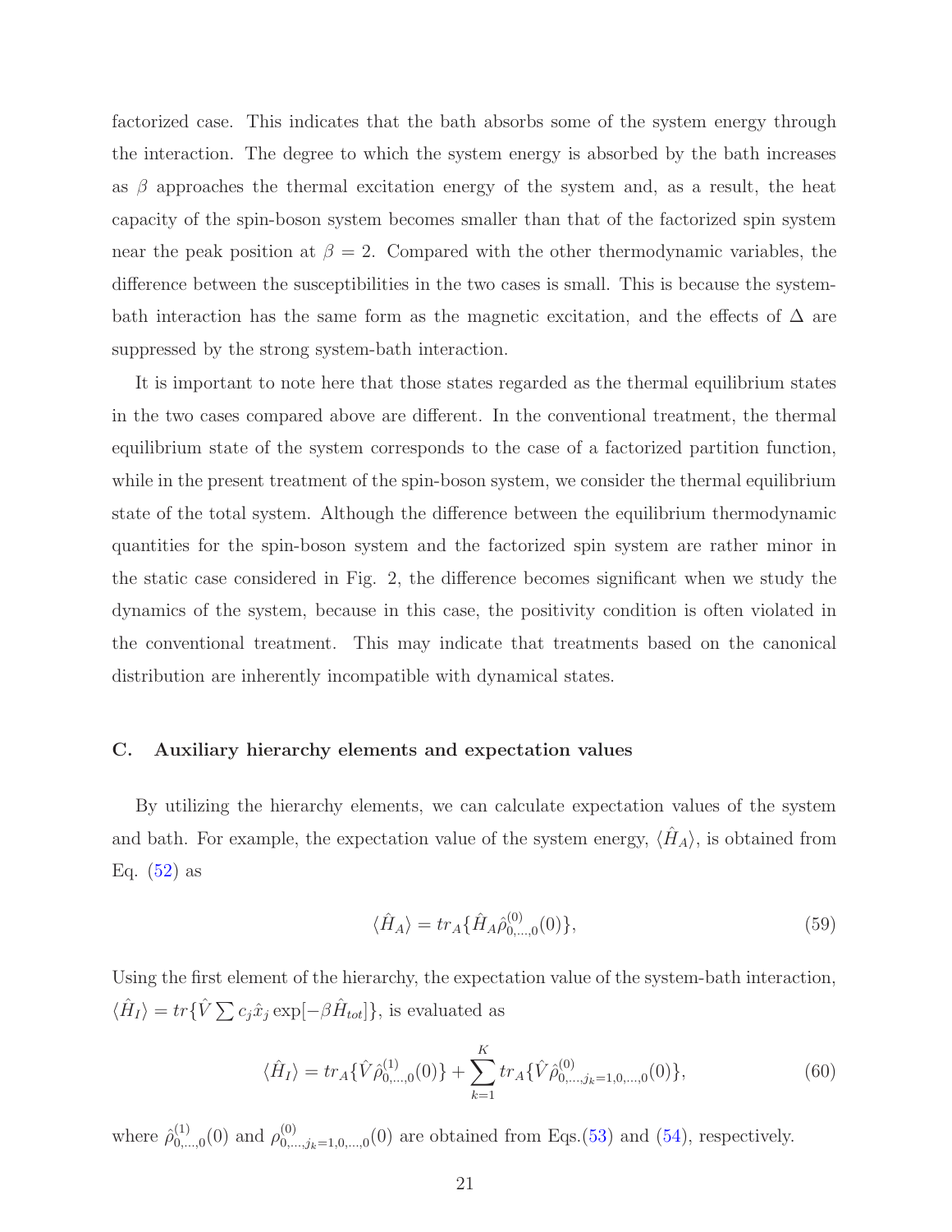factorized case. This indicates that the bath absorbs some of the system energy through the interaction. The degree to which the system energy is absorbed by the bath increases as $\beta$ approaches the thermal excitation energy of the system and, as a result, the heat capacity of the spin-boson system becomes smaller than that of the factorized spin system near the peak position at $\beta = 2$. Compared with the other thermodynamic variables, the difference between the susceptibilities in the two cases is small. This is because the system-bath interaction has the same form as the magnetic excitation, and the effects of $\Delta$ are suppressed by the strong system-bath interaction.

It is important to note here that those states regarded as the thermal equilibrium states in the two cases compared above are different. In the conventional treatment, the thermal equilibrium state of the system corresponds to the case of a factorized partition function, while in the present treatment of the spin-boson system, we consider the thermal equilibrium state of the total system. Although the difference between the equilibrium thermodynamic quantities for the spin-boson system and the factorized spin system are rather minor in the static case considered in Fig. 2, the difference becomes significant when we study the dynamics of the system, because in this case, the positivity condition is often violated in the conventional treatment. This may indicate that treatments based on the canonical distribution are inherently incompatible with dynamical states.

### C. Auxiliary hierarchy elements and expectation values

By utilizing the hierarchy elements, we can calculate expectation values of the system and bath. For example, the expectation value of the system energy, $\langle \hat{H}_A \rangle$, is obtained from Eq. (52) as

$$\langle \hat{H}_A \rangle = tr_A\{\hat{H}_A \hat{\rho}^{(0)}_{0,\ldots,0}(0)\}, \tag{59}$$

Using the first element of the hierarchy, the expectation value of the system-bath interaction, $\langle \hat{H}_I \rangle = tr\{\hat{V} \sum c_j \hat{x}_j \exp[-\beta \hat{H}_{tot}]\}$, is evaluated as

$$\langle \hat{H}_I \rangle = tr_A\{\hat{V} \hat{\rho}^{(1)}_{0,\ldots,0}(0)\} + \sum_{k=1}^{K} tr_A\{\hat{V} \hat{\rho}^{(0)}_{0,\ldots,j_k=1,0,\ldots,0}(0)\}, \tag{60}$$

where $\hat{\rho}^{(1)}_{0,\ldots,0}(0)$ and $\rho^{(0)}_{0,\ldots,j_k=1,0,\ldots,0}(0)$ are obtained from Eqs.(53) and (54), respectively.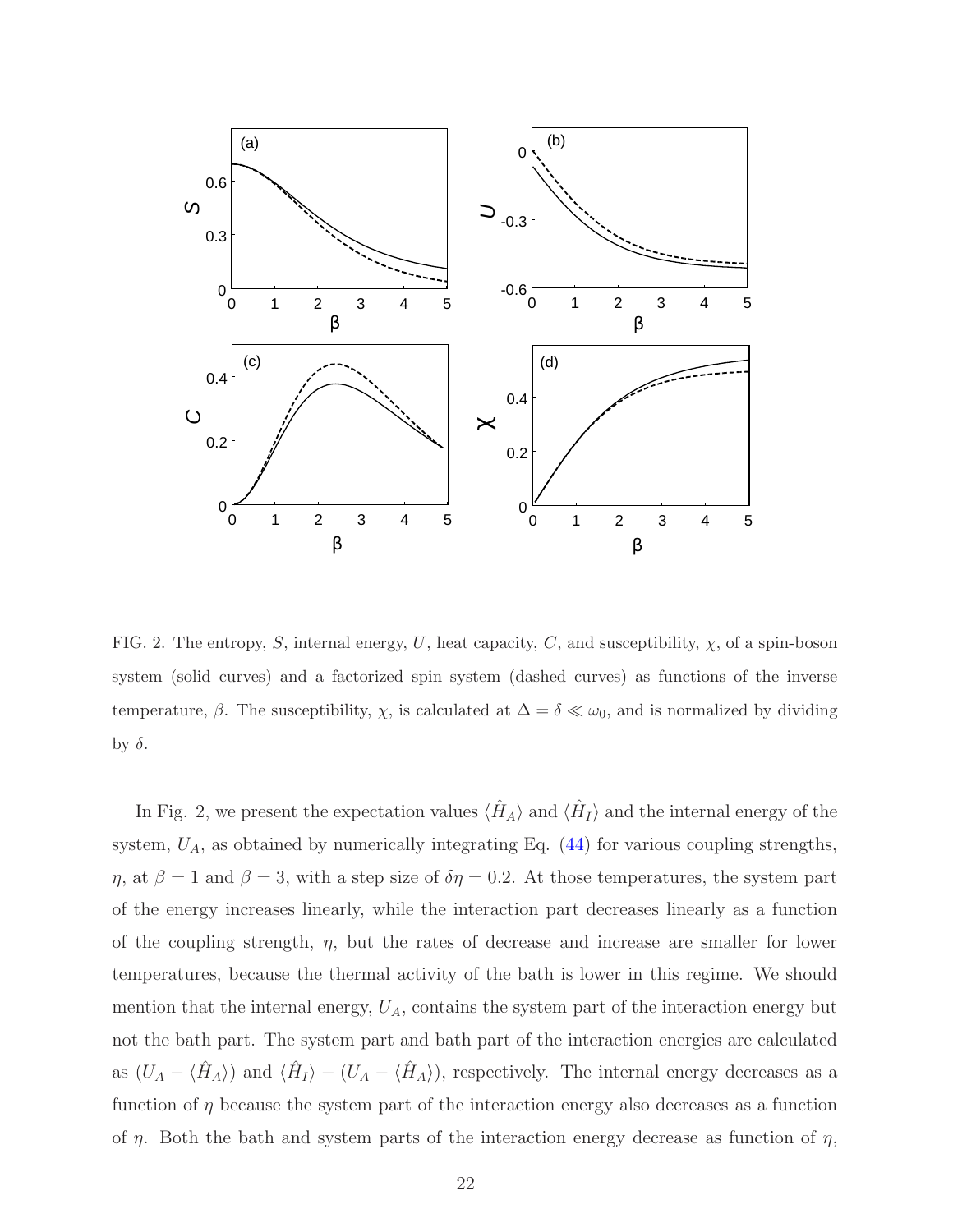FIG. 2. The entropy, $S$, internal energy, $U$, heat capacity, $C$, and susceptibility, $\chi$, of a spin-boson system (solid curves) and a factorized spin system (dashed curves) as functions of the inverse temperature, $\beta$. The susceptibility, $\chi$, is calculated at $\Delta = \delta \ll \omega_0$, and is normalized by dividing by $\delta$.

In Fig. 2, we present the expectation values $\langle \hat{H}_A \rangle$ and $\langle \hat{H}_I \rangle$ and the internal energy of the system, $U_A$, as obtained by numerically integrating Eq. (44) for various coupling strengths, $\eta$, at $\beta = 1$ and $\beta = 3$, with a step size of $\delta\eta = 0.2$. At those temperatures, the system part of the energy increases linearly, while the interaction part decreases linearly as a function of the coupling strength, $\eta$, but the rates of decrease and increase are smaller for lower temperatures, because the thermal activity of the bath is lower in this regime. We should mention that the internal energy, $U_A$, contains the system part of the interaction energy but not the bath part. The system part and bath part of the interaction energies are calculated as $(U_A - \langle \hat{H}_A \rangle)$ and $\langle \hat{H}_I \rangle - (U_A - \langle \hat{H}_A \rangle)$, respectively. The internal energy decreases as a function of $\eta$ because the system part of the interaction energy also decreases as a function of $\eta$. Both the bath and system parts of the interaction energy decrease as function of $\eta$,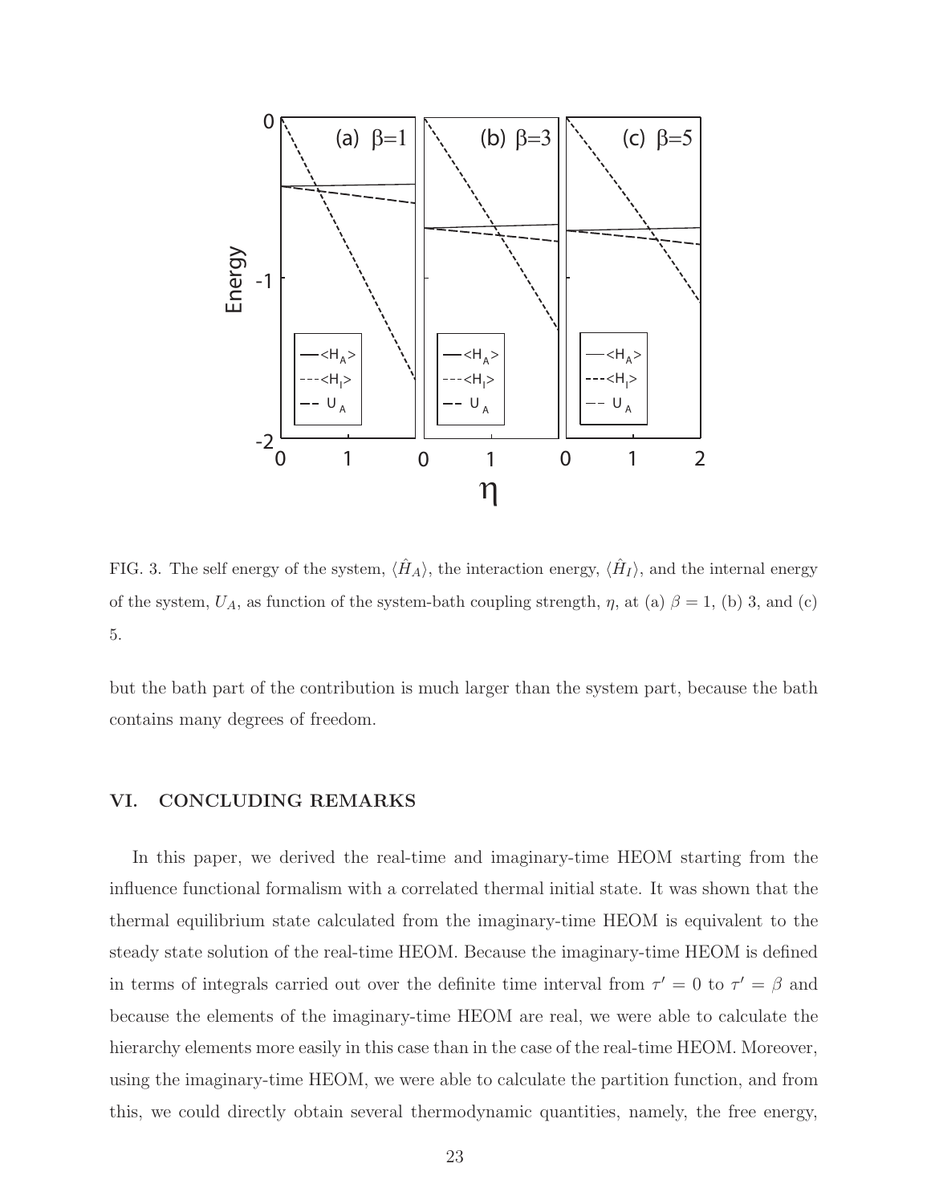FIG. 3. The self energy of the system, $\langle \hat{H}_A \rangle$, the interaction energy, $\langle \hat{H}_I \rangle$, and the internal energy of the system, $U_A$, as function of the system-bath coupling strength, $\eta$, at (a) $\beta = 1$, (b) 3, and (c) 5.

but the bath part of the contribution is much larger than the system part, because the bath contains many degrees of freedom.

## VI. CONCLUDING REMARKS

In this paper, we derived the real-time and imaginary-time HEOM starting from the influence functional formalism with a correlated thermal initial state. It was shown that the thermal equilibrium state calculated from the imaginary-time HEOM is equivalent to the steady state solution of the real-time HEOM. Because the imaginary-time HEOM is defined in terms of integrals carried out over the definite time interval from $\tau' = 0$ to $\tau' = \beta$ and because the elements of the imaginary-time HEOM are real, we were able to calculate the hierarchy elements more easily in this case than in the case of the real-time HEOM. Moreover, using the imaginary-time HEOM, we were able to calculate the partition function, and from this, we could directly obtain several thermodynamic quantities, namely, the free energy,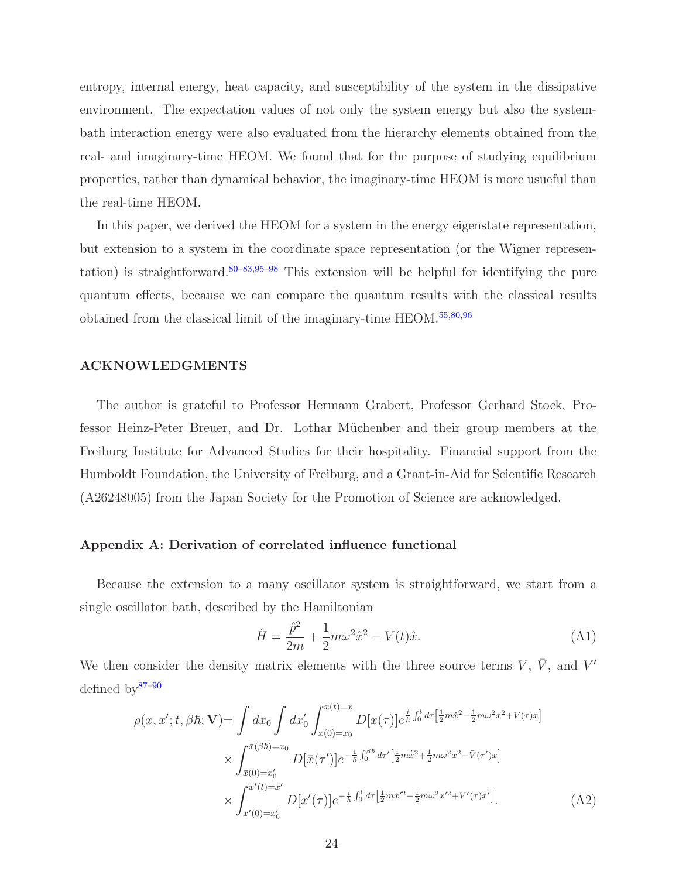entropy, internal energy, heat capacity, and susceptibility of the system in the dissipative environment. The expectation values of not only the system energy but also the system-bath interaction energy were also evaluated from the hierarchy elements obtained from the real- and imaginary-time HEOM. We found that for the purpose of studying equilibrium properties, rather than dynamical behavior, the imaginary-time HEOM is more usueful than the real-time HEOM.

In this paper, we derived the HEOM for a system in the energy eigenstate representation, but extension to a system in the coordinate space representation (or the Wigner representation) is straightforward.[80–83,95–98] This extension will be helpful for identifying the pure quantum effects, because we can compare the quantum results with the classical results obtained from the classical limit of the imaginary-time HEOM.[55,80,96]

## ACKNOWLEDGMENTS

The author is grateful to Professor Hermann Grabert, Professor Gerhard Stock, Professor Heinz-Peter Breuer, and Dr. Lothar Müchenber and their group members at the Freiburg Institute for Advanced Studies for their hospitality. Financial support from the Humboldt Foundation, the University of Freiburg, and a Grant-in-Aid for Scientific Research (A26248005) from the Japan Society for the Promotion of Science are acknowledged.

## Appendix A: Derivation of correlated influence functional

Because the extension to a many oscillator system is straightforward, we start from a single oscillator bath, described by the Hamiltonian

$$\hat{H} = \frac{\hat{p}^2}{2m} + \frac{1}{2}m\omega^2\hat{x}^2 - V(t)\hat{x}. \tag{A1}$$

We then consider the density matrix elements with the three source terms $V$, $\bar{V}$, and $V'$ defined by[87–90]

$$\begin{aligned}
\rho(x, x'; t, \beta\hbar; \mathbf{V}) = &\int dx_0 \int dx_0' \int_{x(0)=x_0}^{x(t)=x} D[x(\tau)] e^{\frac{i}{\hbar}\int_0^t d\tau\left[\frac{1}{2}m\dot{x}^2 - \frac{1}{2}m\omega^2 x^2 + V(\tau)x\right]} \\
&\times \int_{\bar{x}(0)=x_0'}^{\bar{x}(\beta\hbar)=x_0} D[\bar{x}(\tau')] e^{-\frac{1}{\hbar}\int_0^{\beta\hbar} d\tau'\left[\frac{1}{2}m\dot{\bar{x}}^2 + \frac{1}{2}m\omega^2\bar{x}^2 - \bar{V}(\tau')\bar{x}\right]} \\
&\times \int_{x'(0)=x_0'}^{x'(t)=x'} D[x'(\tau)] e^{-\frac{i}{\hbar}\int_0^t d\tau\left[\frac{1}{2}m\dot{x}'^2 - \frac{1}{2}m\omega^2 x'^2 + V'(\tau)x'\right]}.
\end{aligned} \tag{A2}$$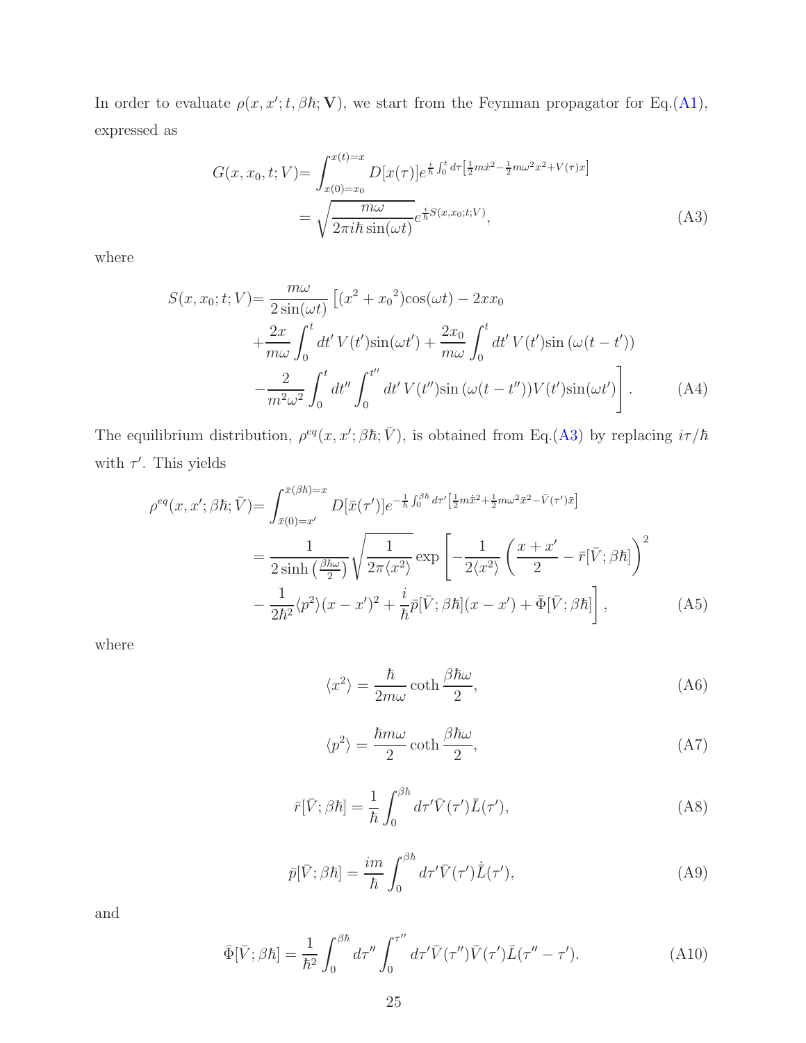In order to evaluate $\rho(x, x'; t, \beta\hbar; \mathbf{V})$, we start from the Feynman propagator for Eq.(A1), expressed as

$$
\begin{aligned}
G(x, x_0, t; V) =& \int_{x(0)=x_0}^{x(t)=x} D[x(\tau)] e^{\frac{i}{\hbar}\int_0^t d\tau \left[\frac{1}{2}m\dot{x}^2 - \frac{1}{2}m\omega^2 x^2 + V(\tau)x\right]} \\
=& \sqrt{\frac{m\omega}{2\pi i\hbar \sin(\omega t)}} e^{\frac{i}{\hbar}S(x,x_0;t;V)},
\end{aligned} \tag{A3}
$$

where

$$
\begin{aligned}
S(x, x_0; t; V) =& \frac{m\omega}{2\sin(\omega t)} \Big[ (x^2 + {x_0}^2)\cos(\omega t) - 2xx_0 \\
&+ \frac{2x}{m\omega}\int_0^t dt'\, V(t')\sin(\omega t') + \frac{2x_0}{m\omega}\int_0^t dt'\, V(t')\sin\left(\omega(t-t')\right) \\
&- \frac{2}{m^2\omega^2}\int_0^t dt'' \int_0^{t''} dt'\, V(t'')\sin\left(\omega(t-t'')\right)V(t')\sin(\omega t') \Big].
\end{aligned} \tag{A4}
$$

The equilibrium distribution, $\rho^{eq}(x, x'; \beta\hbar; \bar{V})$, is obtained from Eq.(A3) by replacing $i\tau/\hbar$ with $\tau'$. This yields

$$
\begin{aligned}
\rho^{eq}(x, x'; \beta\hbar; \bar{V}) =& \int_{\bar{x}(0)=x'}^{\bar{x}(\beta\hbar)=x} D[\bar{x}(\tau')] e^{-\frac{1}{\hbar}\int_0^{\beta\hbar} d\tau' \left[\frac{1}{2}m\dot{\bar{x}}^2 + \frac{1}{2}m\omega^2\bar{x}^2 - \bar{V}(\tau')\bar{x}\right]} \\
=& \frac{1}{2\sinh\left(\frac{\beta\hbar\omega}{2}\right)} \sqrt{\frac{1}{2\pi\langle x^2\rangle}} \exp\Bigg[ -\frac{1}{2\langle x^2\rangle}\left(\frac{x+x'}{2} - \bar{r}[\bar{V};\beta\hbar]\right)^2 \\
&- \frac{1}{2\hbar^2}\langle p^2\rangle (x-x')^2 + \frac{i}{\hbar}\bar{p}[\bar{V};\beta\hbar](x-x') + \bar{\Phi}[\bar{V};\beta\hbar] \Bigg],
\end{aligned} \tag{A5}
$$

where

$$
\langle x^2\rangle = \frac{\hbar}{2m\omega}\coth\frac{\beta\hbar\omega}{2}, \tag{A6}
$$

$$
\langle p^2\rangle = \frac{\hbar m\omega}{2}\coth\frac{\beta\hbar\omega}{2}, \tag{A7}
$$

$$
\bar{r}[\bar{V};\beta\hbar] = \frac{1}{\hbar}\int_0^{\beta\hbar} d\tau' \bar{V}(\tau')\bar{L}(\tau'), \tag{A8}
$$

$$
\bar{p}[\bar{V};\beta\hbar] = \frac{im}{\hbar}\int_0^{\beta\hbar} d\tau' \bar{V}(\tau')\dot{\bar{L}}(\tau'), \tag{A9}
$$

and

$$
\bar{\Phi}[\bar{V};\beta\hbar] = \frac{1}{\hbar^2}\int_0^{\beta\hbar} d\tau'' \int_0^{\tau''} d\tau' \bar{V}(\tau'')\bar{V}(\tau')\bar{L}(\tau''-\tau'). \tag{A10}
$$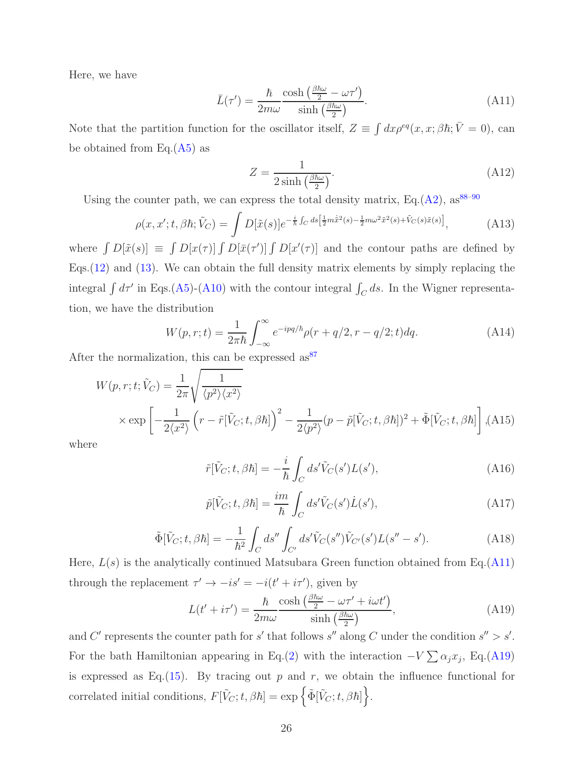Here, we have

$$\bar{L}(\tau') = \frac{\hbar}{2m\omega} \frac{\cosh\left(\frac{\beta\hbar\omega}{2} - \omega\tau'\right)}{\sinh\left(\frac{\beta\hbar\omega}{2}\right)}. \tag{A11}$$

Note that the partition function for the oscillator itself, $Z \equiv \int dx \rho^{eq}(x, x; \beta\hbar; \bar{V} = 0)$, can be obtained from Eq.(A5) as

$$Z = \frac{1}{2\sinh\left(\frac{\beta\hbar\omega}{2}\right)}. \tag{A12}$$

Using the counter path, we can express the total density matrix, Eq.(A2), as[88–90]

$$\rho(x, x'; t, \beta\hbar; \tilde{V}_C) = \int D[\tilde{x}(s)] e^{-\frac{i}{\hbar}\int_C ds\left[\frac{1}{2}m\dot{\tilde{x}}^2(s) - \frac{1}{2}m\omega^2\tilde{x}^2(s) + \tilde{V}_C(s)\tilde{x}(s)\right]}, \tag{A13}$$

where $\int D[\tilde{x}(s)] \equiv \int D[x(\tau)] \int D[\bar{x}(\tau')] \int D[x'(\tau)]$ and the contour paths are defined by Eqs.(12) and (13). We can obtain the full density matrix elements by simply replacing the integral $\int d\tau'$ in Eqs.(A5)-(A10) with the contour integral $\int_C ds$. In the Wigner representation, we have the distribution

$$W(p, r; t) = \frac{1}{2\pi\hbar} \int_{-\infty}^{\infty} e^{-ipq/\hbar} \rho(r + q/2, r - q/2; t) dq. \tag{A14}$$

After the normalization, this can be expressed as[87]

$$W(p, r; t; \tilde{V}_C) = \frac{1}{2\pi} \sqrt{\frac{1}{\langle p^2\rangle\langle x^2\rangle}} \times \exp\left[-\frac{1}{2\langle x^2\rangle}\left(r - \tilde{r}[\tilde{V}_C; t, \beta\hbar]\right)^2 - \frac{1}{2\langle p^2\rangle}(p - \tilde{p}[\tilde{V}_C; t, \beta\hbar])^2 + \tilde{\Phi}[\tilde{V}_C; t, \beta\hbar]\right], \tag{A15}$$

where

$$\tilde{r}[\tilde{V}_C; t, \beta\hbar] = -\frac{i}{\hbar} \int_C ds' \tilde{V}_C(s') L(s'), \tag{A16}$$

$$\tilde{p}[\tilde{V}_C; t, \beta\hbar] = \frac{im}{\hbar} \int_C ds' \tilde{V}_C(s') \dot{L}(s'), \tag{A17}$$

$$\tilde{\Phi}[\tilde{V}_C; t, \beta\hbar] = -\frac{1}{\hbar^2} \int_C ds'' \int_{C'} ds' \tilde{V}_C(s'') \tilde{V}_{C'}(s') L(s'' - s'). \tag{A18}$$

Here, $L(s)$ is the analytically continued Matsubara Green function obtained from Eq.(A11) through the replacement $\tau' \to -is' = -i(t' + i\tau')$, given by

$$L(t' + i\tau') = \frac{\hbar}{2m\omega} \frac{\cosh\left(\frac{\beta\hbar\omega}{2} - \omega\tau' + i\omega t'\right)}{\sinh\left(\frac{\beta\hbar\omega}{2}\right)}, \tag{A19}$$

and $C'$ represents the counter path for $s'$ that follows $s''$ along $C$ under the condition $s'' > s'$. For the bath Hamiltonian appearing in Eq.(2) with the interaction $-V\sum\alpha_j x_j$, Eq.(A19) is expressed as Eq.(15). By tracing out $p$ and $r$, we obtain the influence functional for correlated initial conditions, $F[\tilde{V}_C; t, \beta\hbar] = \exp\left\{\tilde{\Phi}[\tilde{V}_C; t, \beta\hbar]\right\}$.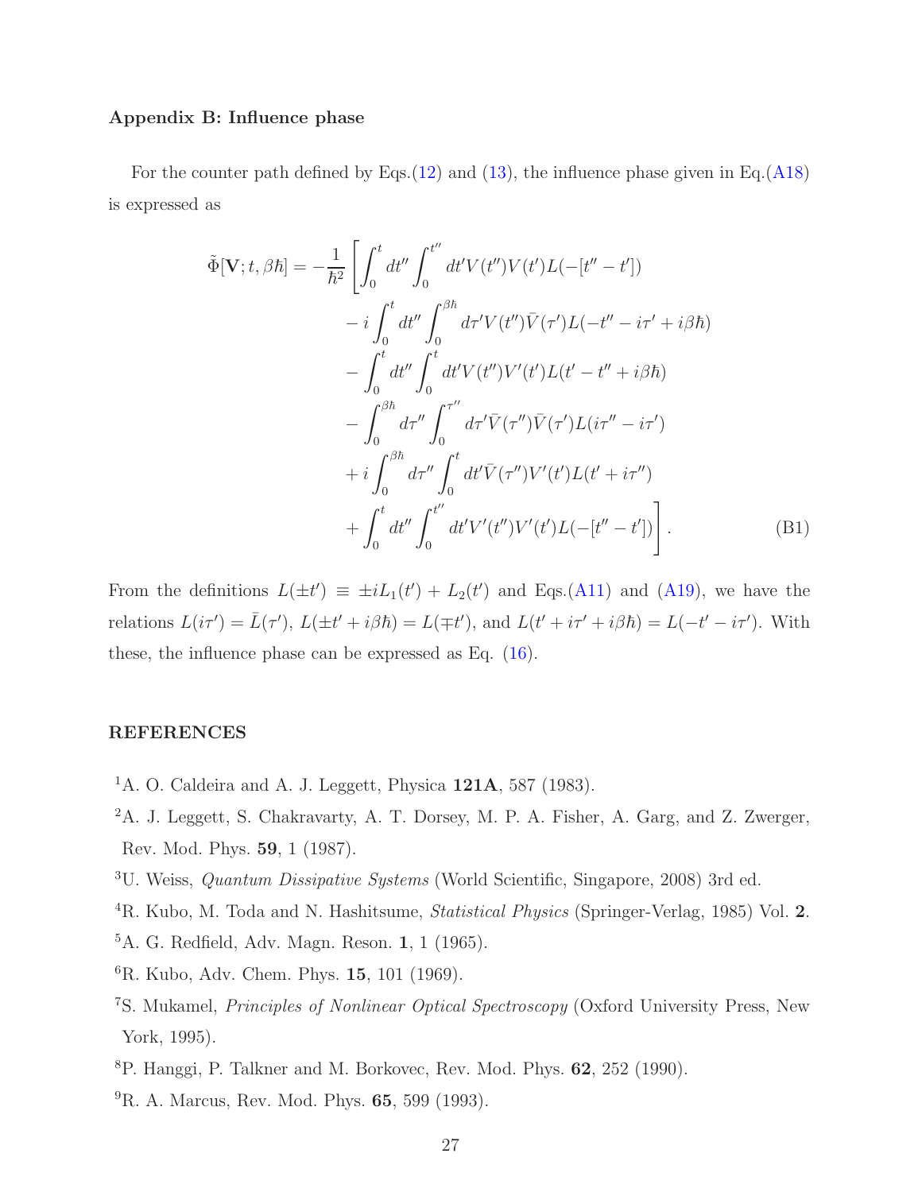### Appendix B: Influence phase

For the counter path defined by Eqs.(12) and (13), the influence phase given in Eq.(A18) is expressed as

$$
\begin{aligned}
\tilde{\Phi}[\mathbf{V}; t, \beta\hbar] = -\frac{1}{\hbar^2} \Bigg[ & \int_0^t dt'' \int_0^{t''} dt' V(t'') V(t') L(-[t'' - t']) \\
& - i \int_0^t dt'' \int_0^{\beta\hbar} d\tau' V(t'') \bar{V}(\tau') L(-t'' - i\tau' + i\beta\hbar) \\
& - \int_0^t dt'' \int_0^t dt' V(t'') V'(t') L(t' - t'' + i\beta\hbar) \\
& - \int_0^{\beta\hbar} d\tau'' \int_0^{\tau''} d\tau' \bar{V}(\tau'') \bar{V}(\tau') L(i\tau'' - i\tau') \\
& + i \int_0^{\beta\hbar} d\tau'' \int_0^t dt' \bar{V}(\tau'') V'(t') L(t' + i\tau'') \\
& + \int_0^t dt'' \int_0^{t''} dt' V'(t'') V'(t') L(-[t'' - t']) \Bigg]. \qquad \text{(B1)}
\end{aligned}
$$

From the definitions $L(\pm t') \equiv \pm i L_1(t') + L_2(t')$ and Eqs.(A11) and (A19), we have the relations $L(i\tau') = \bar{L}(\tau')$, $L(\pm t' + i\beta\hbar) = L(\mp t')$, and $L(t' + i\tau' + i\beta\hbar) = L(-t' - i\tau')$. With these, the influence phase can be expressed as Eq. (16).

### REFERENCES

[1] A. O. Caldeira and A. J. Leggett, Physica **121A**, 587 (1983).

[2] A. J. Leggett, S. Chakravarty, A. T. Dorsey, M. P. A. Fisher, A. Garg, and Z. Zwerger, Rev. Mod. Phys. **59**, 1 (1987).

[3] U. Weiss, *Quantum Dissipative Systems* (World Scientific, Singapore, 2008) 3rd ed.

[4] R. Kubo, M. Toda and N. Hashitsume, *Statistical Physics* (Springer-Verlag, 1985) Vol. **2**.

[5] A. G. Redfield, Adv. Magn. Reson. **1**, 1 (1965).

[6] R. Kubo, Adv. Chem. Phys. **15**, 101 (1969).

[7] S. Mukamel, *Principles of Nonlinear Optical Spectroscopy* (Oxford University Press, New York, 1995).

[8] P. Hanggi, P. Talkner and M. Borkovec, Rev. Mod. Phys. **62**, 252 (1990).

[9] R. A. Marcus, Rev. Mod. Phys. **65**, 599 (1993).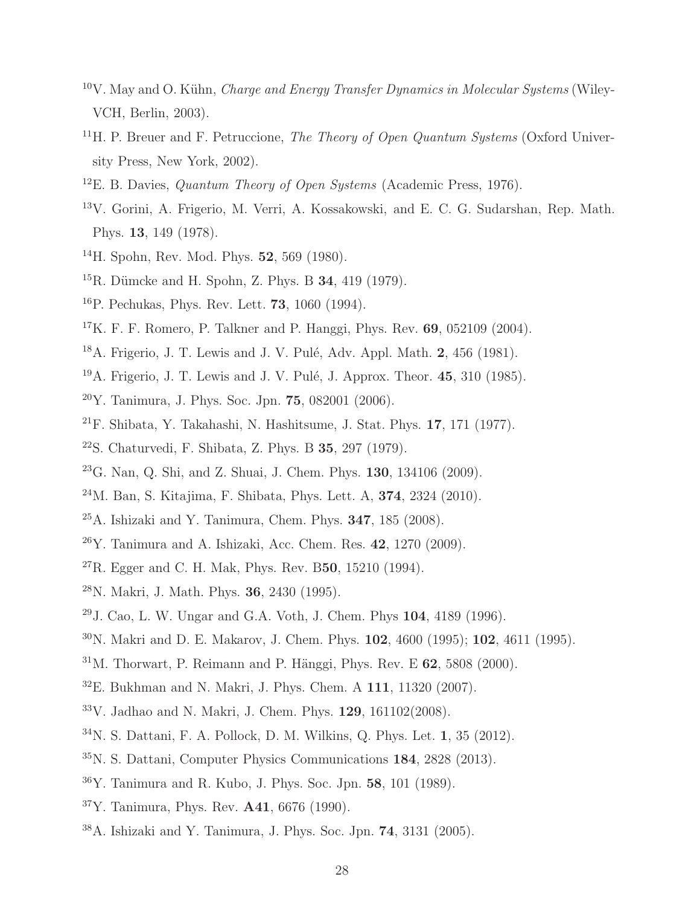[10] V. May and O. Kühn, *Charge and Energy Transfer Dynamics in Molecular Systems* (Wiley-VCH, Berlin, 2003).

[11] H. P. Breuer and F. Petruccione, *The Theory of Open Quantum Systems* (Oxford University Press, New York, 2002).

[12] E. B. Davies, *Quantum Theory of Open Systems* (Academic Press, 1976).

[13] V. Gorini, A. Frigerio, M. Verri, A. Kossakowski, and E. C. G. Sudarshan, Rep. Math. Phys. **13**, 149 (1978).

[14] H. Spohn, Rev. Mod. Phys. **52**, 569 (1980).

[15] R. Dümcke and H. Spohn, Z. Phys. B **34**, 419 (1979).

[16] P. Pechukas, Phys. Rev. Lett. **73**, 1060 (1994).

[17] K. F. F. Romero, P. Talkner and P. Hanggi, Phys. Rev. **69**, 052109 (2004).

[18] A. Frigerio, J. T. Lewis and J. V. Pulé, Adv. Appl. Math. **2**, 456 (1981).

[19] A. Frigerio, J. T. Lewis and J. V. Pulé, J. Approx. Theor. **45**, 310 (1985).

[20] Y. Tanimura, J. Phys. Soc. Jpn. **75**, 082001 (2006).

[21] F. Shibata, Y. Takahashi, N. Hashitsume, J. Stat. Phys. **17**, 171 (1977).

[22] S. Chaturvedi, F. Shibata, Z. Phys. B **35**, 297 (1979).

[23] G. Nan, Q. Shi, and Z. Shuai, J. Chem. Phys. **130**, 134106 (2009).

[24] M. Ban, S. Kitajima, F. Shibata, Phys. Lett. A, **374**, 2324 (2010).

[25] A. Ishizaki and Y. Tanimura, Chem. Phys. **347**, 185 (2008).

[26] Y. Tanimura and A. Ishizaki, Acc. Chem. Res. **42**, 1270 (2009).

[27] R. Egger and C. H. Mak, Phys. Rev. B**50**, 15210 (1994).

[28] N. Makri, J. Math. Phys. **36**, 2430 (1995).

[29] J. Cao, L. W. Ungar and G.A. Voth, J. Chem. Phys **104**, 4189 (1996).

[30] N. Makri and D. E. Makarov, J. Chem. Phys. **102**, 4600 (1995); **102**, 4611 (1995).

[31] M. Thorwart, P. Reimann and P. Hänggi, Phys. Rev. E **62**, 5808 (2000).

[32] E. Bukhman and N. Makri, J. Phys. Chem. A **111**, 11320 (2007).

[33] V. Jadhao and N. Makri, J. Chem. Phys. **129**, 161102(2008).

[34] N. S. Dattani, F. A. Pollock, D. M. Wilkins, Q. Phys. Let. **1**, 35 (2012).

[35] N. S. Dattani, Computer Physics Communications **184**, 2828 (2013).

[36] Y. Tanimura and R. Kubo, J. Phys. Soc. Jpn. **58**, 101 (1989).

[37] Y. Tanimura, Phys. Rev. **A41**, 6676 (1990).

[38] A. Ishizaki and Y. Tanimura, J. Phys. Soc. Jpn. **74**, 3131 (2005).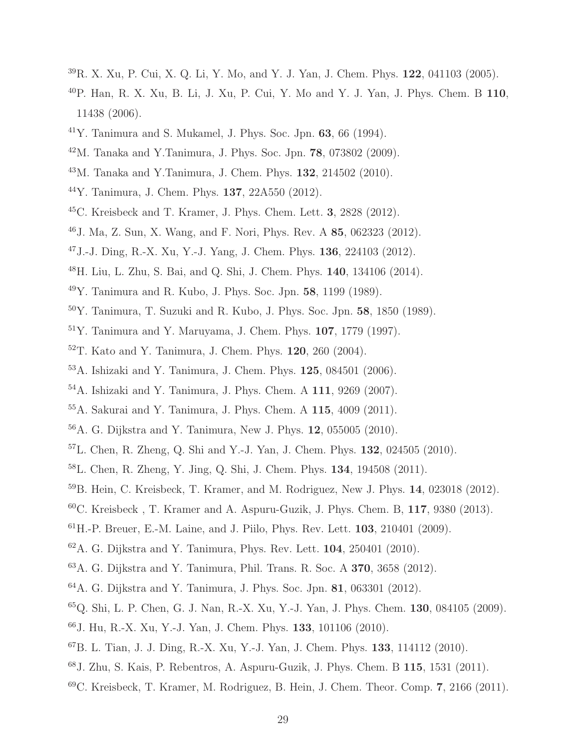[39]R. X. Xu, P. Cui, X. Q. Li, Y. Mo, and Y. J. Yan, J. Chem. Phys. **122**, 041103 (2005).

[40]P. Han, R. X. Xu, B. Li, J. Xu, P. Cui, Y. Mo and Y. J. Yan, J. Phys. Chem. B **110**, 11438 (2006).

[41]Y. Tanimura and S. Mukamel, J. Phys. Soc. Jpn. **63**, 66 (1994).

[42]M. Tanaka and Y.Tanimura, J. Phys. Soc. Jpn. **78**, 073802 (2009).

[43]M. Tanaka and Y.Tanimura, J. Chem. Phys. **132**, 214502 (2010).

[44]Y. Tanimura, J. Chem. Phys. **137**, 22A550 (2012).

[45]C. Kreisbeck and T. Kramer, J. Phys. Chem. Lett. **3**, 2828 (2012).

[46]J. Ma, Z. Sun, X. Wang, and F. Nori, Phys. Rev. A **85**, 062323 (2012).

[47]J.-J. Ding, R.-X. Xu, Y.-J. Yang, J. Chem. Phys. **136**, 224103 (2012).

[48]H. Liu, L. Zhu, S. Bai, and Q. Shi, J. Chem. Phys. **140**, 134106 (2014).

[49]Y. Tanimura and R. Kubo, J. Phys. Soc. Jpn. **58**, 1199 (1989).

[50]Y. Tanimura, T. Suzuki and R. Kubo, J. Phys. Soc. Jpn. **58**, 1850 (1989).

[51]Y. Tanimura and Y. Maruyama, J. Chem. Phys. **107**, 1779 (1997).

[52]T. Kato and Y. Tanimura, J. Chem. Phys. **120**, 260 (2004).

[53]A. Ishizaki and Y. Tanimura, J. Chem. Phys. **125**, 084501 (2006).

[54]A. Ishizaki and Y. Tanimura, J. Phys. Chem. A **111**, 9269 (2007).

[55]A. Sakurai and Y. Tanimura, J. Phys. Chem. A **115**, 4009 (2011).

[56]A. G. Dijkstra and Y. Tanimura, New J. Phys. **12**, 055005 (2010).

[57]L. Chen, R. Zheng, Q. Shi and Y.-J. Yan, J. Chem. Phys. **132**, 024505 (2010).

[58]L. Chen, R. Zheng, Y. Jing, Q. Shi, J. Chem. Phys. **134**, 194508 (2011).

[59]B. Hein, C. Kreisbeck, T. Kramer, and M. Rodriguez, New J. Phys. **14**, 023018 (2012).

[60]C. Kreisbeck , T. Kramer and A. Aspuru-Guzik, J. Phys. Chem. B, **117**, 9380 (2013).

[61]H.-P. Breuer, E.-M. Laine, and J. Piilo, Phys. Rev. Lett. **103**, 210401 (2009).

[62]A. G. Dijkstra and Y. Tanimura, Phys. Rev. Lett. **104**, 250401 (2010).

[63]A. G. Dijkstra and Y. Tanimura, Phil. Trans. R. Soc. A **370**, 3658 (2012).

[64]A. G. Dijkstra and Y. Tanimura, J. Phys. Soc. Jpn. **81**, 063301 (2012).

[65]Q. Shi, L. P. Chen, G. J. Nan, R.-X. Xu, Y.-J. Yan, J. Phys. Chem. **130**, 084105 (2009).

[66]J. Hu, R.-X. Xu, Y.-J. Yan, J. Chem. Phys. **133**, 101106 (2010).

[67]B. L. Tian, J. J. Ding, R.-X. Xu, Y.-J. Yan, J. Chem. Phys. **133**, 114112 (2010).

[68]J. Zhu, S. Kais, P. Rebentros, A. Aspuru-Guzik, J. Phys. Chem. B **115**, 1531 (2011).

[69]C. Kreisbeck, T. Kramer, M. Rodriguez, B. Hein, J. Chem. Theor. Comp. **7**, 2166 (2011).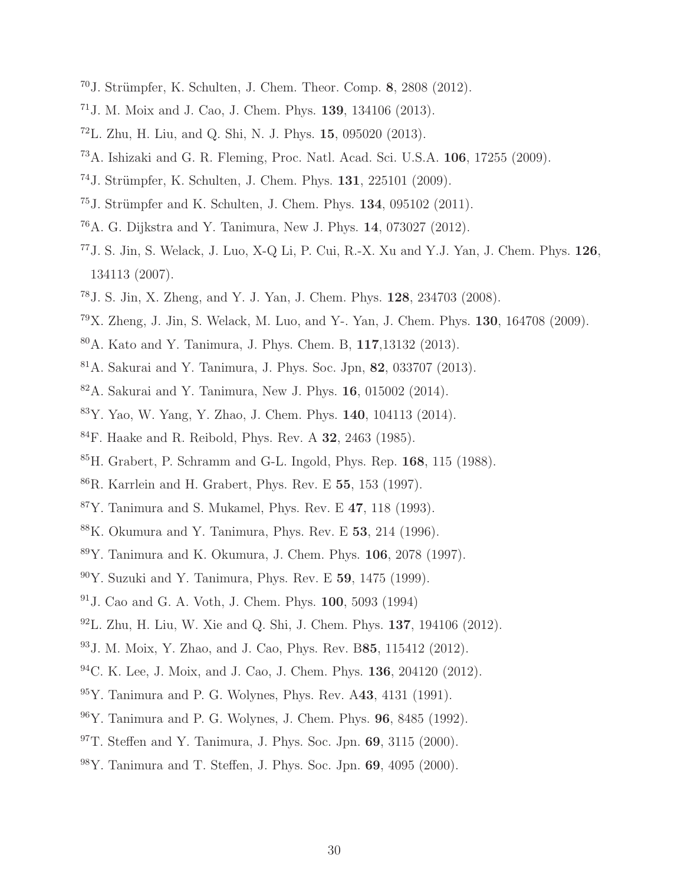[70] J. Strümpfer, K. Schulten, J. Chem. Theor. Comp. **8**, 2808 (2012).

[71] J. M. Moix and J. Cao, J. Chem. Phys. **139**, 134106 (2013).

[72] L. Zhu, H. Liu, and Q. Shi, N. J. Phys. **15**, 095020 (2013).

[73] A. Ishizaki and G. R. Fleming, Proc. Natl. Acad. Sci. U.S.A. **106**, 17255 (2009).

[74] J. Strümpfer, K. Schulten, J. Chem. Phys. **131**, 225101 (2009).

[75] J. Strümpfer and K. Schulten, J. Chem. Phys. **134**, 095102 (2011).

[76] A. G. Dijkstra and Y. Tanimura, New J. Phys. **14**, 073027 (2012).

[77] J. S. Jin, S. Welack, J. Luo, X-Q Li, P. Cui, R.-X. Xu and Y.J. Yan, J. Chem. Phys. **126**, 134113 (2007).

[78] J. S. Jin, X. Zheng, and Y. J. Yan, J. Chem. Phys. **128**, 234703 (2008).

[79] X. Zheng, J. Jin, S. Welack, M. Luo, and Y-. Yan, J. Chem. Phys. **130**, 164708 (2009).

[80] A. Kato and Y. Tanimura, J. Phys. Chem. B, **117**,13132 (2013).

[81] A. Sakurai and Y. Tanimura, J. Phys. Soc. Jpn, **82**, 033707 (2013).

[82] A. Sakurai and Y. Tanimura, New J. Phys. **16**, 015002 (2014).

[83] Y. Yao, W. Yang, Y. Zhao, J. Chem. Phys. **140**, 104113 (2014).

[84] F. Haake and R. Reibold, Phys. Rev. A **32**, 2463 (1985).

[85] H. Grabert, P. Schramm and G-L. Ingold, Phys. Rep. **168**, 115 (1988).

[86] R. Karrlein and H. Grabert, Phys. Rev. E **55**, 153 (1997).

[87] Y. Tanimura and S. Mukamel, Phys. Rev. E **47**, 118 (1993).

[88] K. Okumura and Y. Tanimura, Phys. Rev. E **53**, 214 (1996).

[89] Y. Tanimura and K. Okumura, J. Chem. Phys. **106**, 2078 (1997).

[90] Y. Suzuki and Y. Tanimura, Phys. Rev. E **59**, 1475 (1999).

[91] J. Cao and G. A. Voth, J. Chem. Phys. **100**, 5093 (1994)

[92] L. Zhu, H. Liu, W. Xie and Q. Shi, J. Chem. Phys. **137**, 194106 (2012).

[93] J. M. Moix, Y. Zhao, and J. Cao, Phys. Rev. B**85**, 115412 (2012).

[94] C. K. Lee, J. Moix, and J. Cao, J. Chem. Phys. **136**, 204120 (2012).

[95] Y. Tanimura and P. G. Wolynes, Phys. Rev. A**43**, 4131 (1991).

[96] Y. Tanimura and P. G. Wolynes, J. Chem. Phys. **96**, 8485 (1992).

[97] T. Steffen and Y. Tanimura, J. Phys. Soc. Jpn. **69**, 3115 (2000).

[98] Y. Tanimura and T. Steffen, J. Phys. Soc. Jpn. **69**, 4095 (2000).